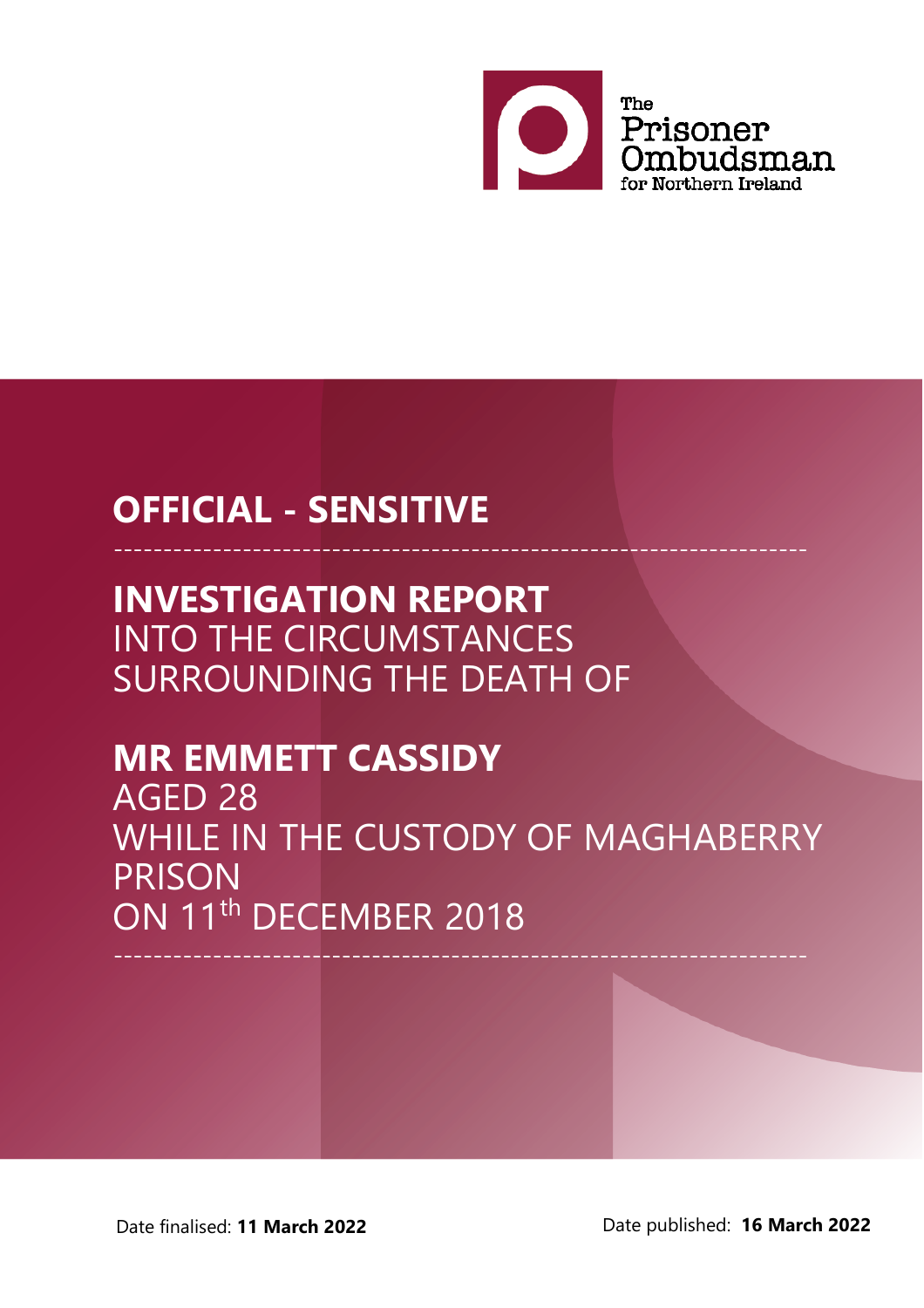The Prisoner Ombudsman for Northern Ireland

**OFFICIAL - SENSITIVE**

# INVESTIGATION REPORT
INTO THE CIRCUMSTANCES SURROUNDING THE DEATH OF

## MR EMMETT CASSIDY
AGED 28
WHILE IN THE CUSTODY OF MAGHABERRY PRISON
ON 11th DECEMBER 2018

Date finalised: **11 March 2022**

Date published: **16 March 2022**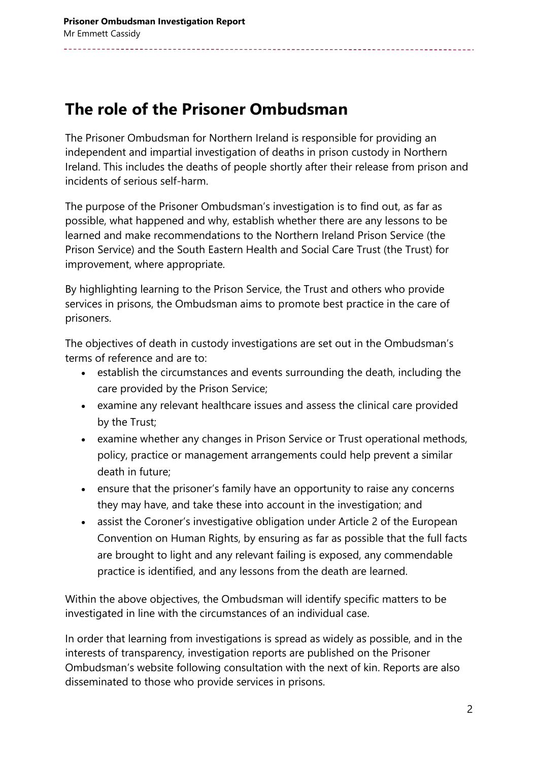## The role of the Prisoner Ombudsman

The Prisoner Ombudsman for Northern Ireland is responsible for providing an independent and impartial investigation of deaths in prison custody in Northern Ireland. This includes the deaths of people shortly after their release from prison and incidents of serious self-harm.

The purpose of the Prisoner Ombudsman's investigation is to find out, as far as possible, what happened and why, establish whether there are any lessons to be learned and make recommendations to the Northern Ireland Prison Service (the Prison Service) and the South Eastern Health and Social Care Trust (the Trust) for improvement, where appropriate.

By highlighting learning to the Prison Service, the Trust and others who provide services in prisons, the Ombudsman aims to promote best practice in the care of prisoners.

The objectives of death in custody investigations are set out in the Ombudsman's terms of reference and are to:

- establish the circumstances and events surrounding the death, including the care provided by the Prison Service;
- examine any relevant healthcare issues and assess the clinical care provided by the Trust;
- examine whether any changes in Prison Service or Trust operational methods, policy, practice or management arrangements could help prevent a similar death in future;
- ensure that the prisoner's family have an opportunity to raise any concerns they may have, and take these into account in the investigation; and
- assist the Coroner's investigative obligation under Article 2 of the European Convention on Human Rights, by ensuring as far as possible that the full facts are brought to light and any relevant failing is exposed, any commendable practice is identified, and any lessons from the death are learned.

Within the above objectives, the Ombudsman will identify specific matters to be investigated in line with the circumstances of an individual case.

In order that learning from investigations is spread as widely as possible, and in the interests of transparency, investigation reports are published on the Prisoner Ombudsman's website following consultation with the next of kin. Reports are also disseminated to those who provide services in prisons.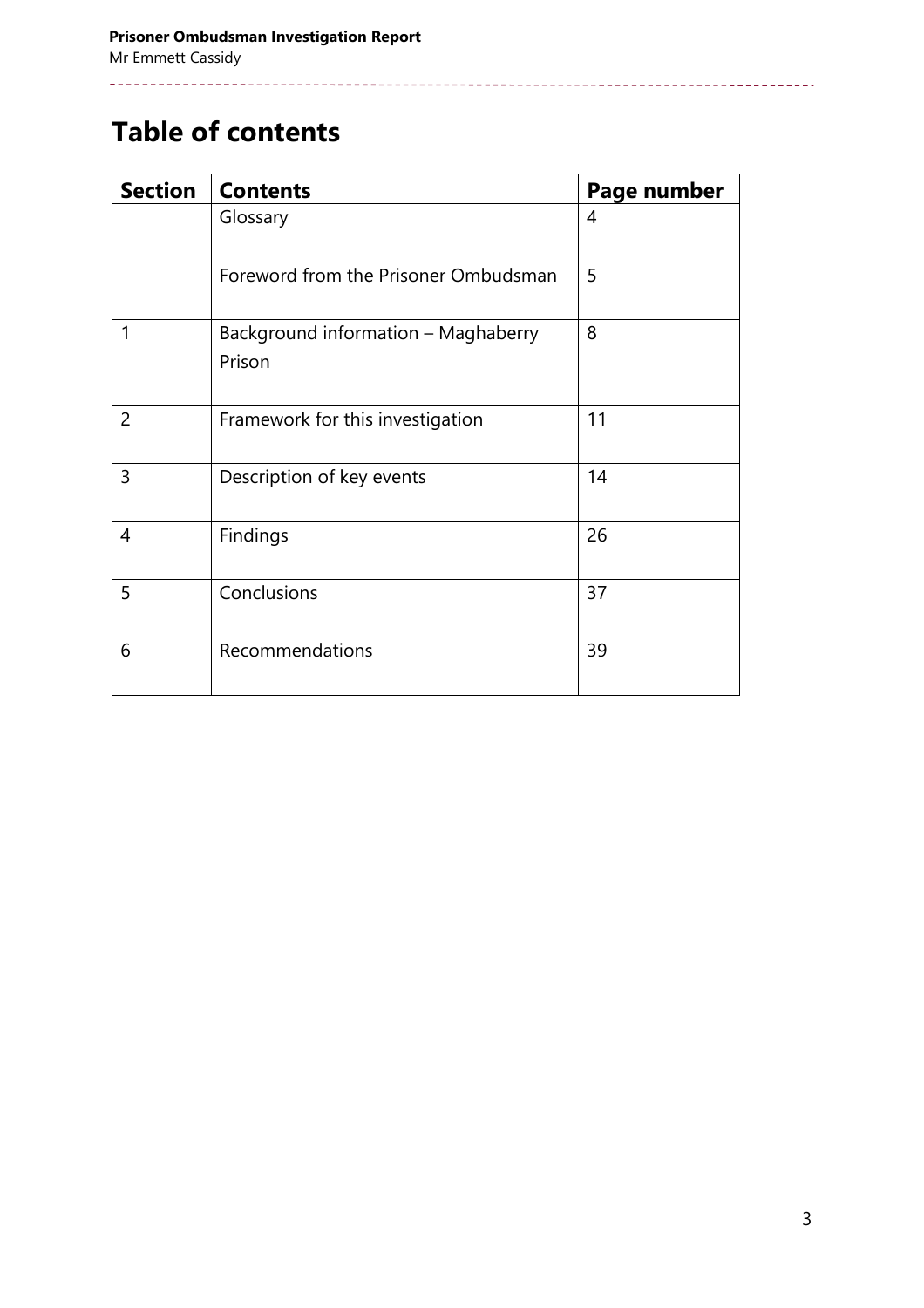# Table of contents

| Section | Contents | Page number |
|---|---|---|
| | Glossary | 4 |
| | Foreword from the Prisoner Ombudsman | 5 |
| 1 | Background information – Maghaberry Prison | 8 |
| 2 | Framework for this investigation | 11 |
| 3 | Description of key events | 14 |
| 4 | Findings | 26 |
| 5 | Conclusions | 37 |
| 6 | Recommendations | 39 |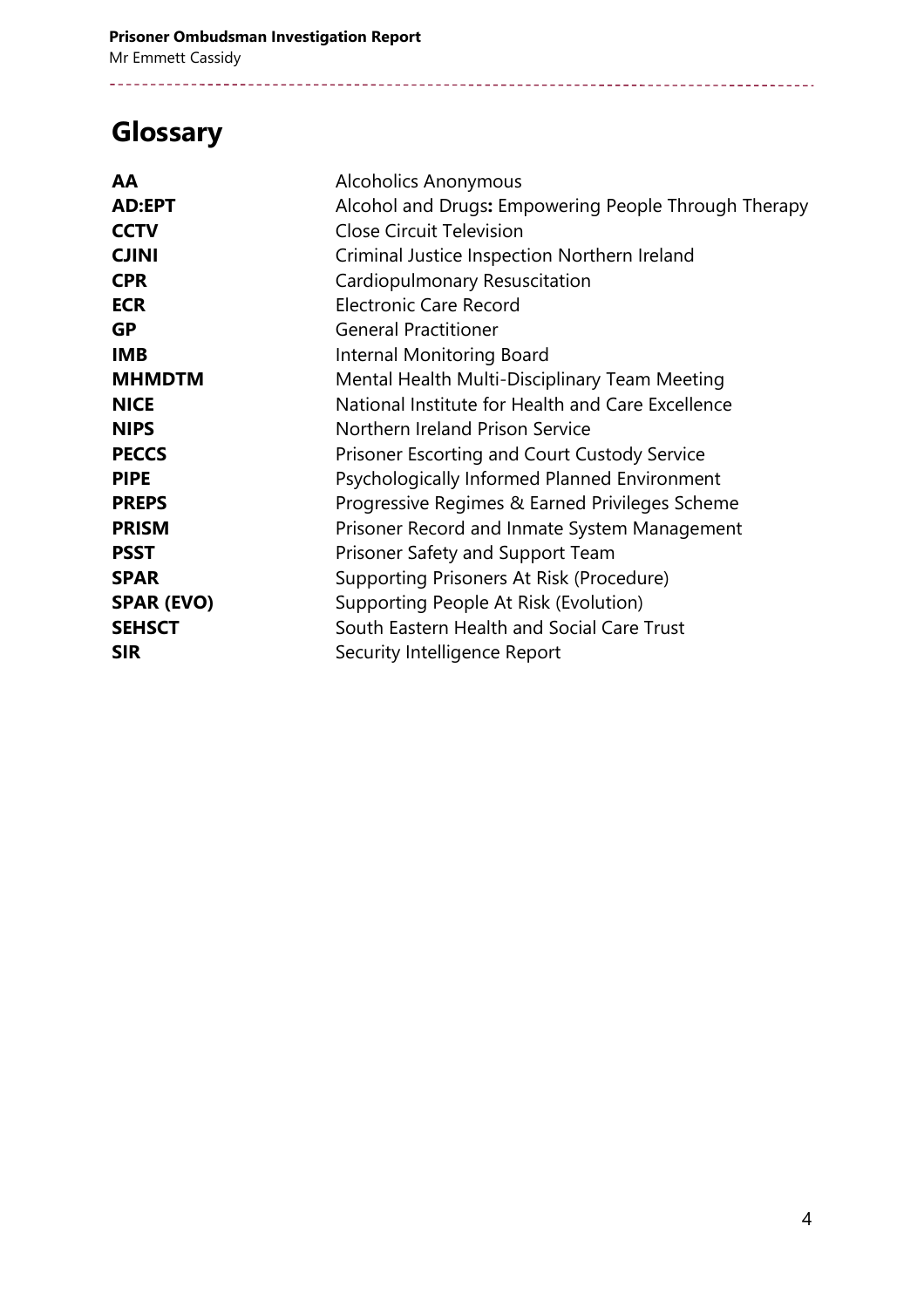# Glossary

| | |
|---|---|
| **AA** | Alcoholics Anonymous |
| **AD:EPT** | Alcohol and Drugs**:** Empowering People Through Therapy |
| **CCTV** | Close Circuit Television |
| **CJINI** | Criminal Justice Inspection Northern Ireland |
| **CPR** | Cardiopulmonary Resuscitation |
| **ECR** | Electronic Care Record |
| **GP** | General Practitioner |
| **IMB** | Internal Monitoring Board |
| **MHMDTM** | Mental Health Multi-Disciplinary Team Meeting |
| **NICE** | National Institute for Health and Care Excellence |
| **NIPS** | Northern Ireland Prison Service |
| **PECCS** | Prisoner Escorting and Court Custody Service |
| **PIPE** | Psychologically Informed Planned Environment |
| **PREPS** | Progressive Regimes & Earned Privileges Scheme |
| **PRISM** | Prisoner Record and Inmate System Management |
| **PSST** | Prisoner Safety and Support Team |
| **SPAR** | Supporting Prisoners At Risk (Procedure) |
| **SPAR (EVO)** | Supporting People At Risk (Evolution) |
| **SEHSCT** | South Eastern Health and Social Care Trust |
| **SIR** | Security Intelligence Report |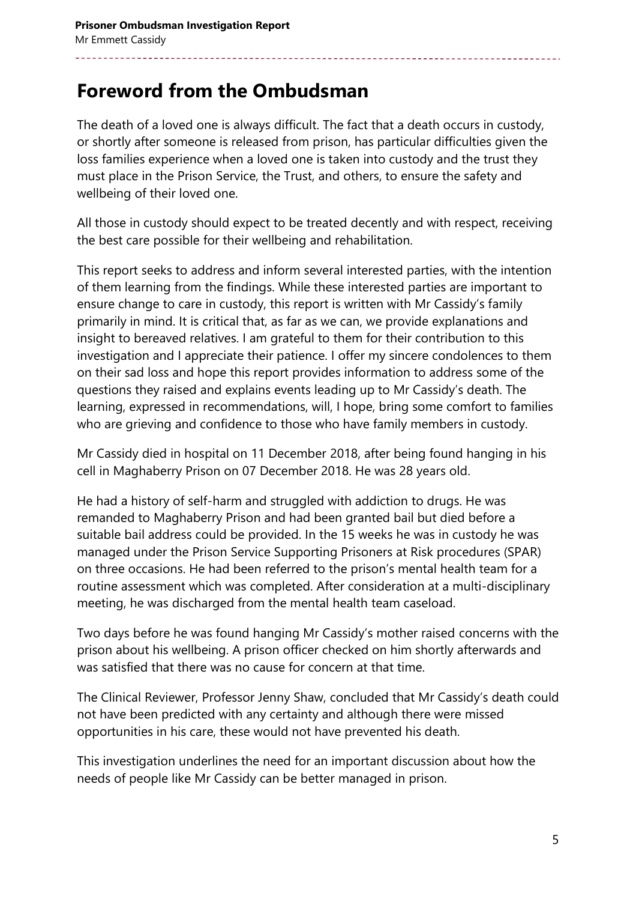# Foreword from the Ombudsman

The death of a loved one is always difficult. The fact that a death occurs in custody, or shortly after someone is released from prison, has particular difficulties given the loss families experience when a loved one is taken into custody and the trust they must place in the Prison Service, the Trust, and others, to ensure the safety and wellbeing of their loved one.

All those in custody should expect to be treated decently and with respect, receiving the best care possible for their wellbeing and rehabilitation.

This report seeks to address and inform several interested parties, with the intention of them learning from the findings. While these interested parties are important to ensure change to care in custody, this report is written with Mr Cassidy's family primarily in mind. It is critical that, as far as we can, we provide explanations and insight to bereaved relatives. I am grateful to them for their contribution to this investigation and I appreciate their patience. I offer my sincere condolences to them on their sad loss and hope this report provides information to address some of the questions they raised and explains events leading up to Mr Cassidy's death. The learning, expressed in recommendations, will, I hope, bring some comfort to families who are grieving and confidence to those who have family members in custody.

Mr Cassidy died in hospital on 11 December 2018, after being found hanging in his cell in Maghaberry Prison on 07 December 2018. He was 28 years old.

He had a history of self-harm and struggled with addiction to drugs. He was remanded to Maghaberry Prison and had been granted bail but died before a suitable bail address could be provided. In the 15 weeks he was in custody he was managed under the Prison Service Supporting Prisoners at Risk procedures (SPAR) on three occasions. He had been referred to the prison's mental health team for a routine assessment which was completed. After consideration at a multi-disciplinary meeting, he was discharged from the mental health team caseload.

Two days before he was found hanging Mr Cassidy's mother raised concerns with the prison about his wellbeing. A prison officer checked on him shortly afterwards and was satisfied that there was no cause for concern at that time.

The Clinical Reviewer, Professor Jenny Shaw, concluded that Mr Cassidy's death could not have been predicted with any certainty and although there were missed opportunities in his care, these would not have prevented his death.

This investigation underlines the need for an important discussion about how the needs of people like Mr Cassidy can be better managed in prison.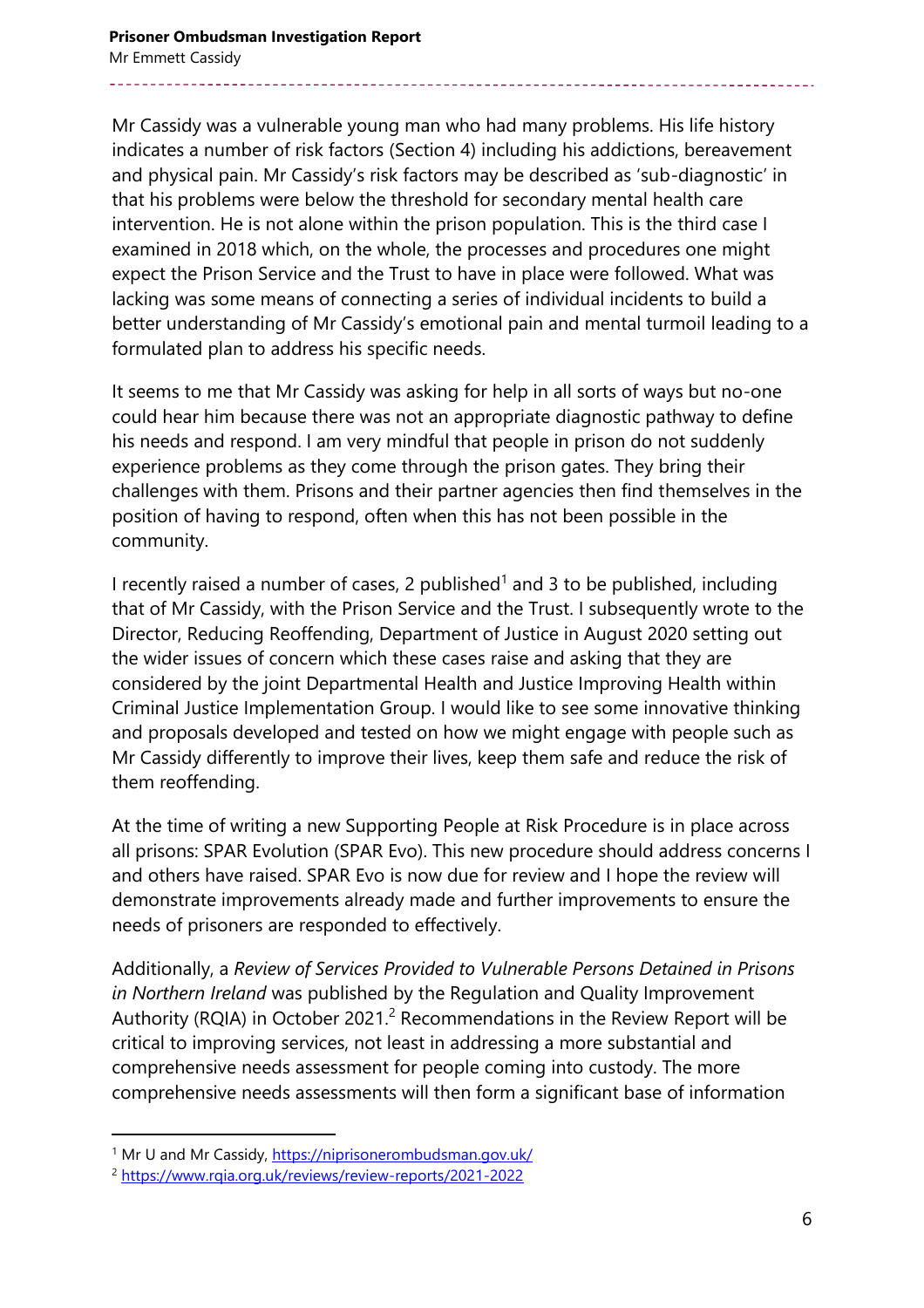Mr Cassidy was a vulnerable young man who had many problems. His life history indicates a number of risk factors (Section 4) including his addictions, bereavement and physical pain. Mr Cassidy's risk factors may be described as 'sub-diagnostic' in that his problems were below the threshold for secondary mental health care intervention. He is not alone within the prison population. This is the third case I examined in 2018 which, on the whole, the processes and procedures one might expect the Prison Service and the Trust to have in place were followed. What was lacking was some means of connecting a series of individual incidents to build a better understanding of Mr Cassidy's emotional pain and mental turmoil leading to a formulated plan to address his specific needs.

It seems to me that Mr Cassidy was asking for help in all sorts of ways but no-one could hear him because there was not an appropriate diagnostic pathway to define his needs and respond. I am very mindful that people in prison do not suddenly experience problems as they come through the prison gates. They bring their challenges with them. Prisons and their partner agencies then find themselves in the position of having to respond, often when this has not been possible in the community.

I recently raised a number of cases, 2 published[1] and 3 to be published, including that of Mr Cassidy, with the Prison Service and the Trust. I subsequently wrote to the Director, Reducing Reoffending, Department of Justice in August 2020 setting out the wider issues of concern which these cases raise and asking that they are considered by the joint Departmental Health and Justice Improving Health within Criminal Justice Implementation Group. I would like to see some innovative thinking and proposals developed and tested on how we might engage with people such as Mr Cassidy differently to improve their lives, keep them safe and reduce the risk of them reoffending.

At the time of writing a new Supporting People at Risk Procedure is in place across all prisons: SPAR Evolution (SPAR Evo). This new procedure should address concerns I and others have raised. SPAR Evo is now due for review and I hope the review will demonstrate improvements already made and further improvements to ensure the needs of prisoners are responded to effectively.

Additionally, a *Review of Services Provided to Vulnerable Persons Detained in Prisons in Northern Ireland* was published by the Regulation and Quality Improvement Authority (RQIA) in October 2021.[2] Recommendations in the Review Report will be critical to improving services, not least in addressing a more substantial and comprehensive needs assessment for people coming into custody. The more comprehensive needs assessments will then form a significant base of information

---

[1] Mr U and Mr Cassidy, https://niprisonerombudsman.gov.uk/

[2] https://www.rqia.org.uk/reviews/review-reports/2021-2022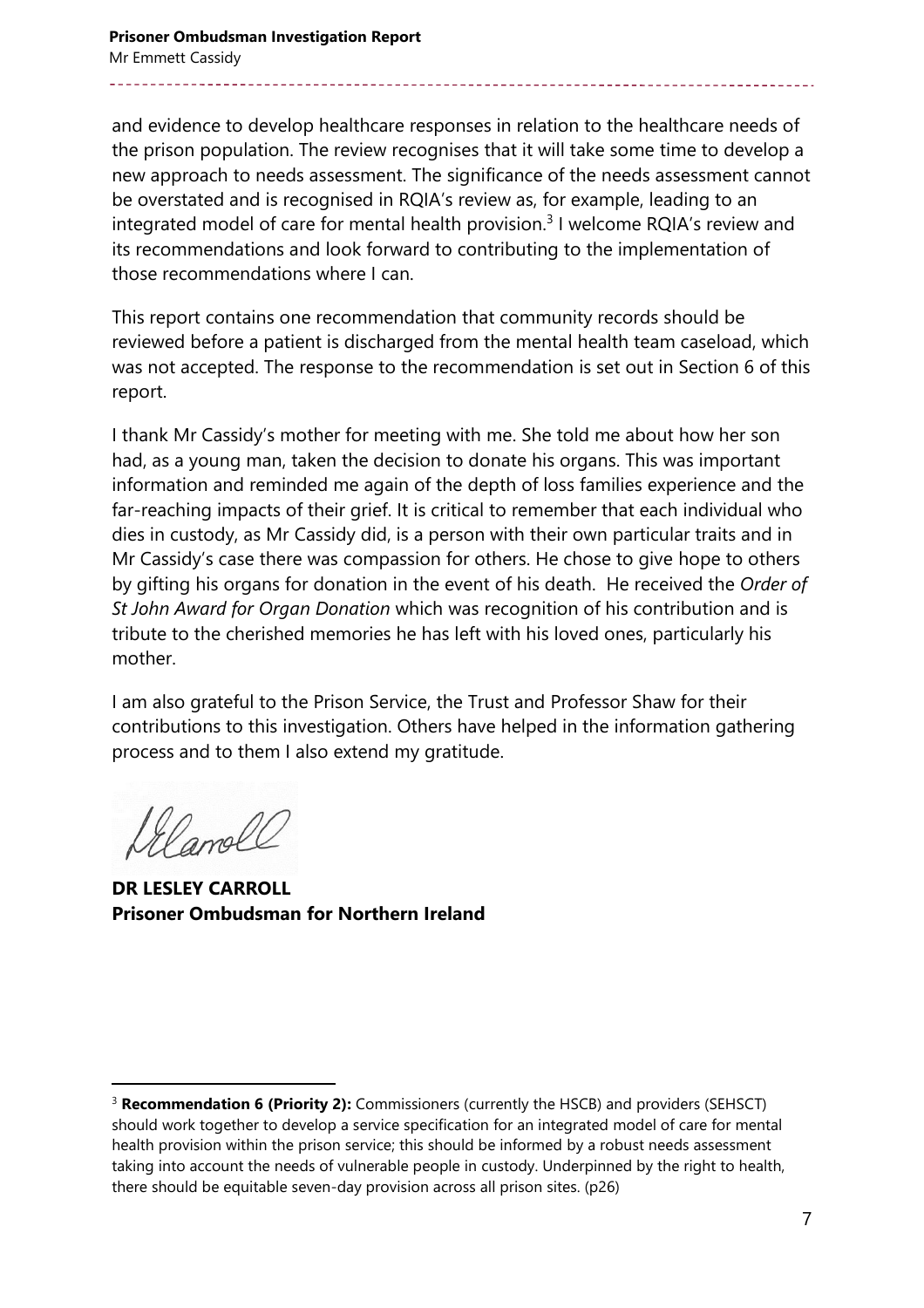and evidence to develop healthcare responses in relation to the healthcare needs of the prison population. The review recognises that it will take some time to develop a new approach to needs assessment. The significance of the needs assessment cannot be overstated and is recognised in RQIA's review as, for example, leading to an integrated model of care for mental health provision.[3] I welcome RQIA's review and its recommendations and look forward to contributing to the implementation of those recommendations where I can.

This report contains one recommendation that community records should be reviewed before a patient is discharged from the mental health team caseload, which was not accepted. The response to the recommendation is set out in Section 6 of this report.

I thank Mr Cassidy's mother for meeting with me. She told me about how her son had, as a young man, taken the decision to donate his organs. This was important information and reminded me again of the depth of loss families experience and the far-reaching impacts of their grief. It is critical to remember that each individual who dies in custody, as Mr Cassidy did, is a person with their own particular traits and in Mr Cassidy's case there was compassion for others. He chose to give hope to others by gifting his organs for donation in the event of his death. He received the *Order of St John Award for Organ Donation* which was recognition of his contribution and is tribute to the cherished memories he has left with his loved ones, particularly his mother.

I am also grateful to the Prison Service, the Trust and Professor Shaw for their contributions to this investigation. Others have helped in the information gathering process and to them I also extend my gratitude.

**DR LESLEY CARROLL**
**Prisoner Ombudsman for Northern Ireland**

---

[3] **Recommendation 6 (Priority 2):** Commissioners (currently the HSCB) and providers (SEHSCT) should work together to develop a service specification for an integrated model of care for mental health provision within the prison service; this should be informed by a robust needs assessment taking into account the needs of vulnerable people in custody. Underpinned by the right to health, there should be equitable seven-day provision across all prison sites. (p26)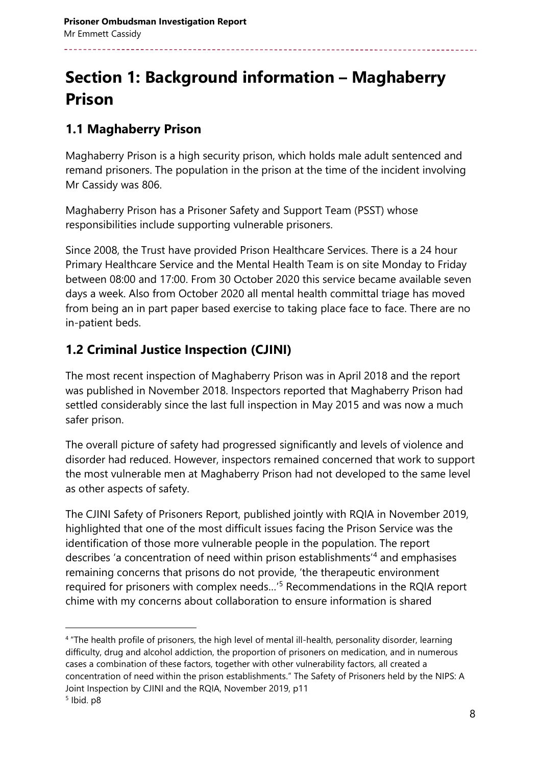# Section 1: Background information – Maghaberry Prison

## 1.1 Maghaberry Prison

Maghaberry Prison is a high security prison, which holds male adult sentenced and remand prisoners. The population in the prison at the time of the incident involving Mr Cassidy was 806.

Maghaberry Prison has a Prisoner Safety and Support Team (PSST) whose responsibilities include supporting vulnerable prisoners.

Since 2008, the Trust have provided Prison Healthcare Services. There is a 24 hour Primary Healthcare Service and the Mental Health Team is on site Monday to Friday between 08:00 and 17:00. From 30 October 2020 this service became available seven days a week. Also from October 2020 all mental health committal triage has moved from being an in part paper based exercise to taking place face to face. There are no in-patient beds.

## 1.2 Criminal Justice Inspection (CJINI)

The most recent inspection of Maghaberry Prison was in April 2018 and the report was published in November 2018. Inspectors reported that Maghaberry Prison had settled considerably since the last full inspection in May 2015 and was now a much safer prison.

The overall picture of safety had progressed significantly and levels of violence and disorder had reduced. However, inspectors remained concerned that work to support the most vulnerable men at Maghaberry Prison had not developed to the same level as other aspects of safety.

The CJINI Safety of Prisoners Report, published jointly with RQIA in November 2019, highlighted that one of the most difficult issues facing the Prison Service was the identification of those more vulnerable people in the population. The report describes 'a concentration of need within prison establishments'[4] and emphasises remaining concerns that prisons do not provide, 'the therapeutic environment required for prisoners with complex needs…'[5] Recommendations in the RQIA report chime with my concerns about collaboration to ensure information is shared

[4] "The health profile of prisoners, the high level of mental ill-health, personality disorder, learning difficulty, drug and alcohol addiction, the proportion of prisoners on medication, and in numerous cases a combination of these factors, together with other vulnerability factors, all created a concentration of need within the prison establishments." The Safety of Prisoners held by the NIPS: A Joint Inspection by CJINI and the RQIA, November 2019, p11

[5] Ibid. p8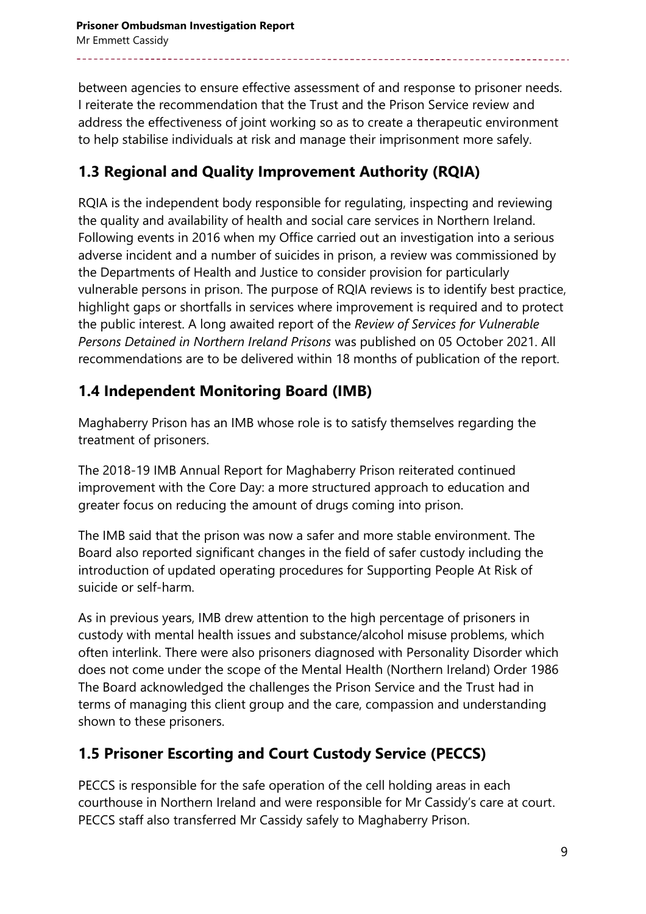between agencies to ensure effective assessment of and response to prisoner needs. I reiterate the recommendation that the Trust and the Prison Service review and address the effectiveness of joint working so as to create a therapeutic environment to help stabilise individuals at risk and manage their imprisonment more safely.

## 1.3 Regional and Quality Improvement Authority (RQIA)

RQIA is the independent body responsible for regulating, inspecting and reviewing the quality and availability of health and social care services in Northern Ireland. Following events in 2016 when my Office carried out an investigation into a serious adverse incident and a number of suicides in prison, a review was commissioned by the Departments of Health and Justice to consider provision for particularly vulnerable persons in prison. The purpose of RQIA reviews is to identify best practice, highlight gaps or shortfalls in services where improvement is required and to protect the public interest. A long awaited report of the *Review of Services for Vulnerable Persons Detained in Northern Ireland Prisons* was published on 05 October 2021. All recommendations are to be delivered within 18 months of publication of the report.

## 1.4 Independent Monitoring Board (IMB)

Maghaberry Prison has an IMB whose role is to satisfy themselves regarding the treatment of prisoners.

The 2018-19 IMB Annual Report for Maghaberry Prison reiterated continued improvement with the Core Day: a more structured approach to education and greater focus on reducing the amount of drugs coming into prison.

The IMB said that the prison was now a safer and more stable environment. The Board also reported significant changes in the field of safer custody including the introduction of updated operating procedures for Supporting People At Risk of suicide or self-harm.

As in previous years, IMB drew attention to the high percentage of prisoners in custody with mental health issues and substance/alcohol misuse problems, which often interlink. There were also prisoners diagnosed with Personality Disorder which does not come under the scope of the Mental Health (Northern Ireland) Order 1986 The Board acknowledged the challenges the Prison Service and the Trust had in terms of managing this client group and the care, compassion and understanding shown to these prisoners.

## 1.5 Prisoner Escorting and Court Custody Service (PECCS)

PECCS is responsible for the safe operation of the cell holding areas in each courthouse in Northern Ireland and were responsible for Mr Cassidy's care at court. PECCS staff also transferred Mr Cassidy safely to Maghaberry Prison.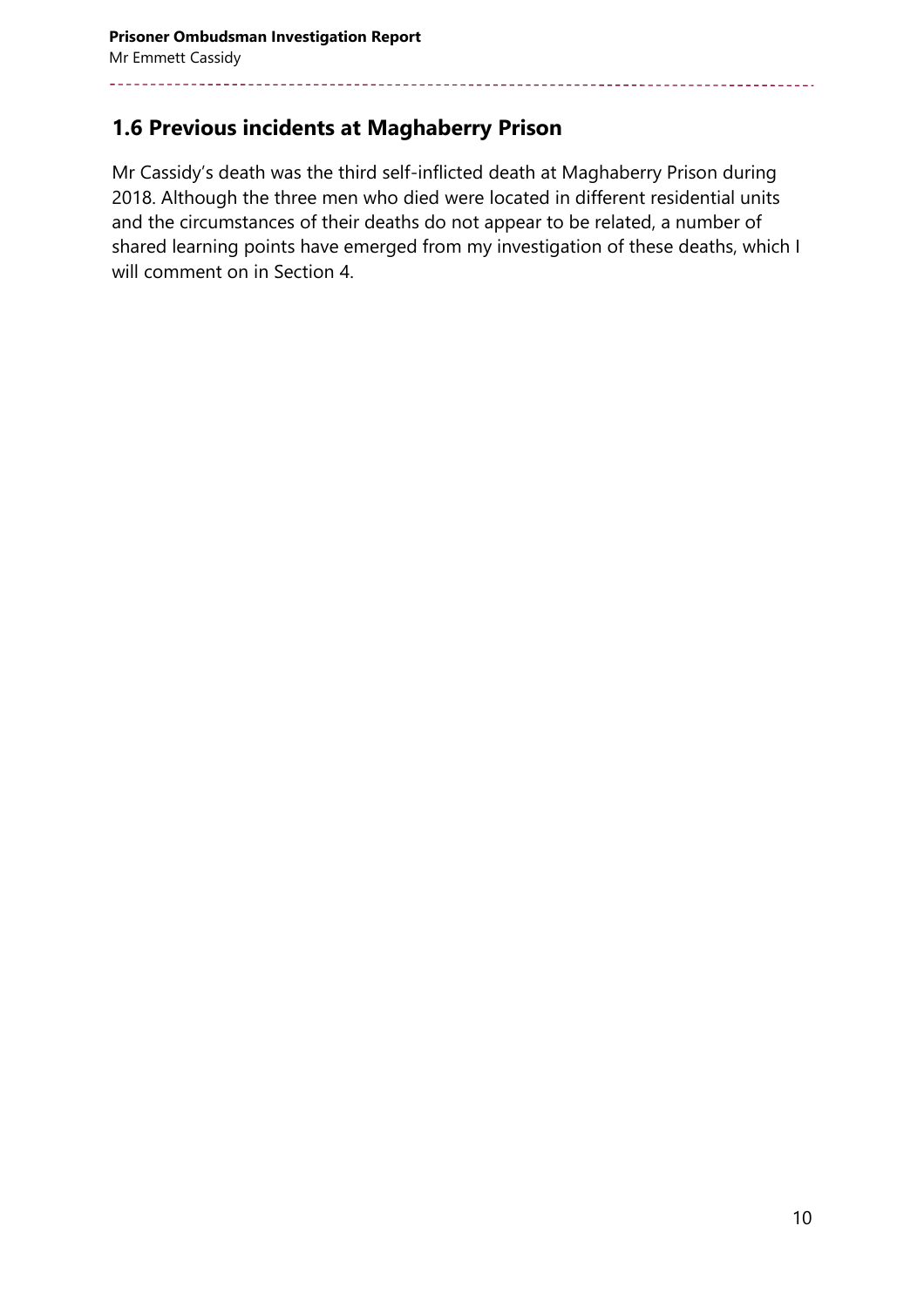## 1.6 Previous incidents at Maghaberry Prison

Mr Cassidy's death was the third self-inflicted death at Maghaberry Prison during 2018. Although the three men who died were located in different residential units and the circumstances of their deaths do not appear to be related, a number of shared learning points have emerged from my investigation of these deaths, which I will comment on in Section 4.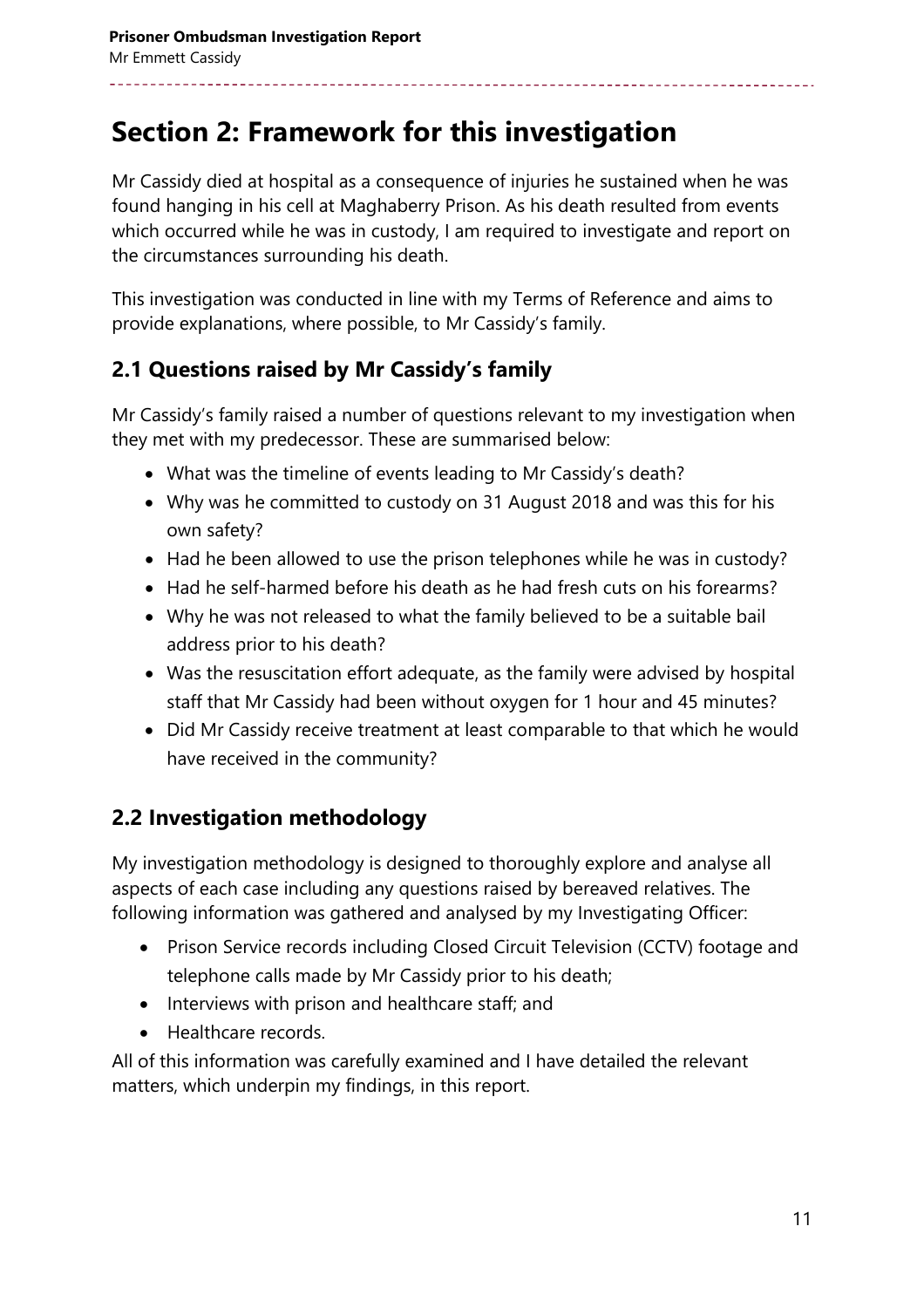# Section 2: Framework for this investigation

Mr Cassidy died at hospital as a consequence of injuries he sustained when he was found hanging in his cell at Maghaberry Prison. As his death resulted from events which occurred while he was in custody, I am required to investigate and report on the circumstances surrounding his death.

This investigation was conducted in line with my Terms of Reference and aims to provide explanations, where possible, to Mr Cassidy's family.

## 2.1 Questions raised by Mr Cassidy's family

Mr Cassidy's family raised a number of questions relevant to my investigation when they met with my predecessor. These are summarised below:

- What was the timeline of events leading to Mr Cassidy's death?
- Why was he committed to custody on 31 August 2018 and was this for his own safety?
- Had he been allowed to use the prison telephones while he was in custody?
- Had he self-harmed before his death as he had fresh cuts on his forearms?
- Why he was not released to what the family believed to be a suitable bail address prior to his death?
- Was the resuscitation effort adequate, as the family were advised by hospital staff that Mr Cassidy had been without oxygen for 1 hour and 45 minutes?
- Did Mr Cassidy receive treatment at least comparable to that which he would have received in the community?

## 2.2 Investigation methodology

My investigation methodology is designed to thoroughly explore and analyse all aspects of each case including any questions raised by bereaved relatives. The following information was gathered and analysed by my Investigating Officer:

- Prison Service records including Closed Circuit Television (CCTV) footage and telephone calls made by Mr Cassidy prior to his death;
- Interviews with prison and healthcare staff; and
- Healthcare records.

All of this information was carefully examined and I have detailed the relevant matters, which underpin my findings, in this report.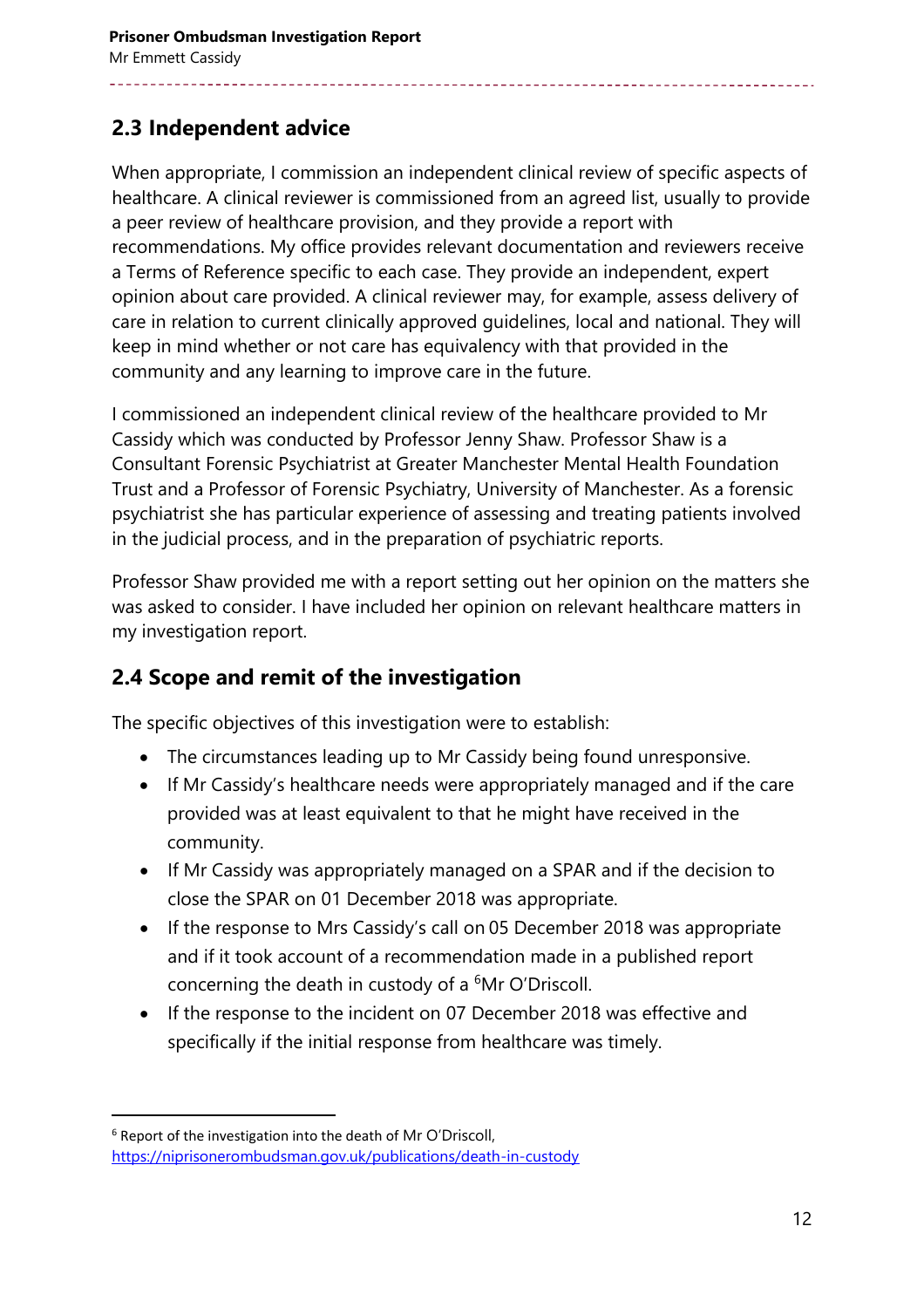## 2.3 Independent advice

When appropriate, I commission an independent clinical review of specific aspects of healthcare. A clinical reviewer is commissioned from an agreed list, usually to provide a peer review of healthcare provision, and they provide a report with recommendations. My office provides relevant documentation and reviewers receive a Terms of Reference specific to each case. They provide an independent, expert opinion about care provided. A clinical reviewer may, for example, assess delivery of care in relation to current clinically approved guidelines, local and national. They will keep in mind whether or not care has equivalency with that provided in the community and any learning to improve care in the future.

I commissioned an independent clinical review of the healthcare provided to Mr Cassidy which was conducted by Professor Jenny Shaw. Professor Shaw is a Consultant Forensic Psychiatrist at Greater Manchester Mental Health Foundation Trust and a Professor of Forensic Psychiatry, University of Manchester. As a forensic psychiatrist she has particular experience of assessing and treating patients involved in the judicial process, and in the preparation of psychiatric reports.

Professor Shaw provided me with a report setting out her opinion on the matters she was asked to consider. I have included her opinion on relevant healthcare matters in my investigation report.

## 2.4 Scope and remit of the investigation

The specific objectives of this investigation were to establish:

- The circumstances leading up to Mr Cassidy being found unresponsive.
- If Mr Cassidy's healthcare needs were appropriately managed and if the care provided was at least equivalent to that he might have received in the community.
- If Mr Cassidy was appropriately managed on a SPAR and if the decision to close the SPAR on 01 December 2018 was appropriate.
- If the response to Mrs Cassidy's call on 05 December 2018 was appropriate and if it took account of a recommendation made in a published report concerning the death in custody of a [6]Mr O'Driscoll.
- If the response to the incident on 07 December 2018 was effective and specifically if the initial response from healthcare was timely.

[6] Report of the investigation into the death of Mr O'Driscoll, https://niprisonerombudsman.gov.uk/publications/death-in-custody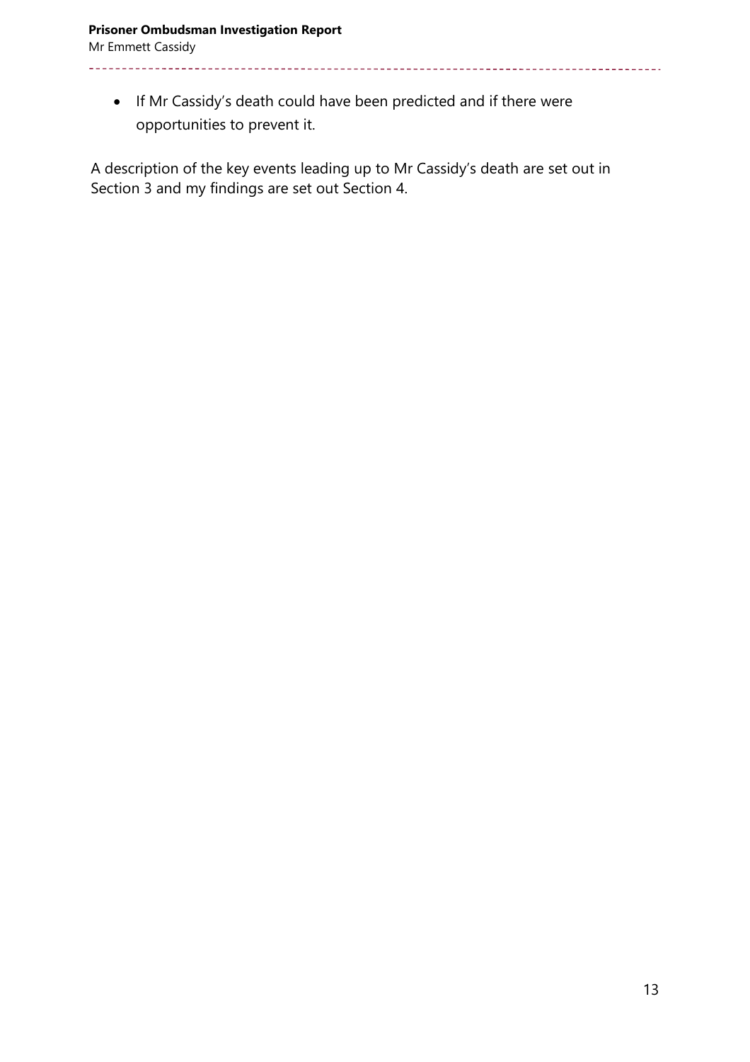- If Mr Cassidy's death could have been predicted and if there were opportunities to prevent it.

A description of the key events leading up to Mr Cassidy's death are set out in Section 3 and my findings are set out Section 4.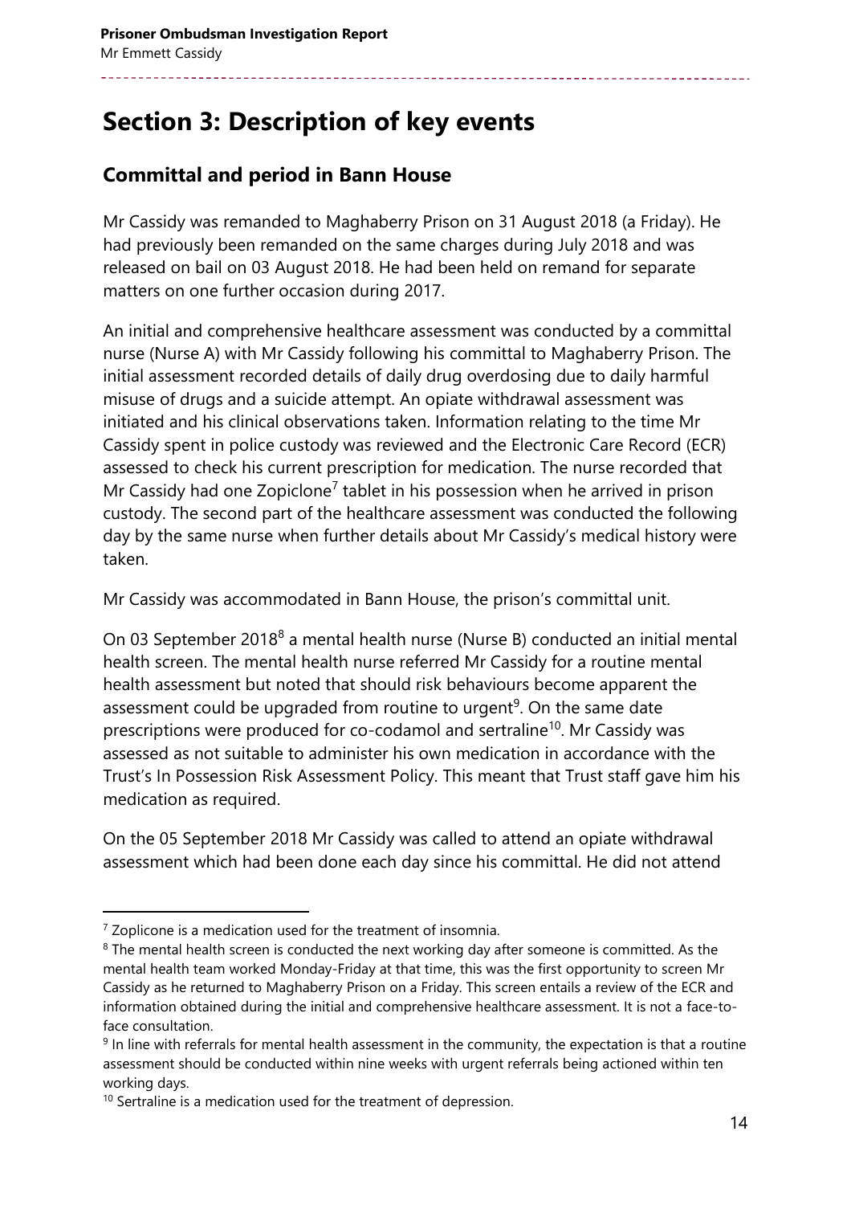# Section 3: Description of key events

## Committal and period in Bann House

Mr Cassidy was remanded to Maghaberry Prison on 31 August 2018 (a Friday). He had previously been remanded on the same charges during July 2018 and was released on bail on 03 August 2018. He had been held on remand for separate matters on one further occasion during 2017.

An initial and comprehensive healthcare assessment was conducted by a committal nurse (Nurse A) with Mr Cassidy following his committal to Maghaberry Prison. The initial assessment recorded details of daily drug overdosing due to daily harmful misuse of drugs and a suicide attempt. An opiate withdrawal assessment was initiated and his clinical observations taken. Information relating to the time Mr Cassidy spent in police custody was reviewed and the Electronic Care Record (ECR) assessed to check his current prescription for medication. The nurse recorded that Mr Cassidy had one Zopiclone[7] tablet in his possession when he arrived in prison custody. The second part of the healthcare assessment was conducted the following day by the same nurse when further details about Mr Cassidy's medical history were taken.

Mr Cassidy was accommodated in Bann House, the prison's committal unit.

On 03 September 2018[8] a mental health nurse (Nurse B) conducted an initial mental health screen. The mental health nurse referred Mr Cassidy for a routine mental health assessment but noted that should risk behaviours become apparent the assessment could be upgraded from routine to urgent[9]. On the same date prescriptions were produced for co-codamol and sertraline[10]. Mr Cassidy was assessed as not suitable to administer his own medication in accordance with the Trust's In Possession Risk Assessment Policy. This meant that Trust staff gave him his medication as required.

On the 05 September 2018 Mr Cassidy was called to attend an opiate withdrawal assessment which had been done each day since his committal. He did not attend

---

[7] Zoplicone is a medication used for the treatment of insomnia.

[8] The mental health screen is conducted the next working day after someone is committed. As the mental health team worked Monday-Friday at that time, this was the first opportunity to screen Mr Cassidy as he returned to Maghaberry Prison on a Friday. This screen entails a review of the ECR and information obtained during the initial and comprehensive healthcare assessment. It is not a face-to-face consultation.

[9] In line with referrals for mental health assessment in the community, the expectation is that a routine assessment should be conducted within nine weeks with urgent referrals being actioned within ten working days.

[10] Sertraline is a medication used for the treatment of depression.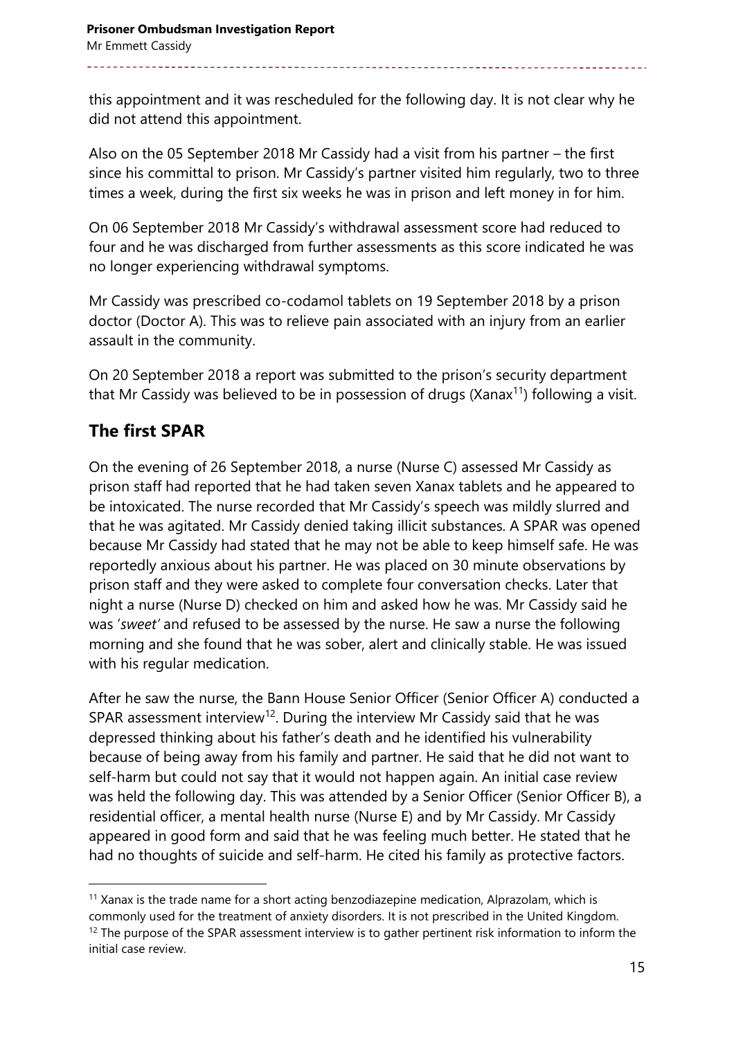this appointment and it was rescheduled for the following day. It is not clear why he did not attend this appointment.

Also on the 05 September 2018 Mr Cassidy had a visit from his partner – the first since his committal to prison. Mr Cassidy's partner visited him regularly, two to three times a week, during the first six weeks he was in prison and left money in for him.

On 06 September 2018 Mr Cassidy's withdrawal assessment score had reduced to four and he was discharged from further assessments as this score indicated he was no longer experiencing withdrawal symptoms.

Mr Cassidy was prescribed co-codamol tablets on 19 September 2018 by a prison doctor (Doctor A). This was to relieve pain associated with an injury from an earlier assault in the community.

On 20 September 2018 a report was submitted to the prison's security department that Mr Cassidy was believed to be in possession of drugs (Xanax[11]) following a visit.

## The first SPAR

On the evening of 26 September 2018, a nurse (Nurse C) assessed Mr Cassidy as prison staff had reported that he had taken seven Xanax tablets and he appeared to be intoxicated. The nurse recorded that Mr Cassidy's speech was mildly slurred and that he was agitated. Mr Cassidy denied taking illicit substances. A SPAR was opened because Mr Cassidy had stated that he may not be able to keep himself safe. He was reportedly anxious about his partner. He was placed on 30 minute observations by prison staff and they were asked to complete four conversation checks. Later that night a nurse (Nurse D) checked on him and asked how he was. Mr Cassidy said he was '*sweet*' and refused to be assessed by the nurse. He saw a nurse the following morning and she found that he was sober, alert and clinically stable. He was issued with his regular medication.

After he saw the nurse, the Bann House Senior Officer (Senior Officer A) conducted a SPAR assessment interview[12]. During the interview Mr Cassidy said that he was depressed thinking about his father's death and he identified his vulnerability because of being away from his family and partner. He said that he did not want to self-harm but could not say that it would not happen again. An initial case review was held the following day. This was attended by a Senior Officer (Senior Officer B), a residential officer, a mental health nurse (Nurse E) and by Mr Cassidy. Mr Cassidy appeared in good form and said that he was feeling much better. He stated that he had no thoughts of suicide and self-harm. He cited his family as protective factors.

---

[11] Xanax is the trade name for a short acting benzodiazepine medication, Alprazolam, which is commonly used for the treatment of anxiety disorders. It is not prescribed in the United Kingdom.

[12] The purpose of the SPAR assessment interview is to gather pertinent risk information to inform the initial case review.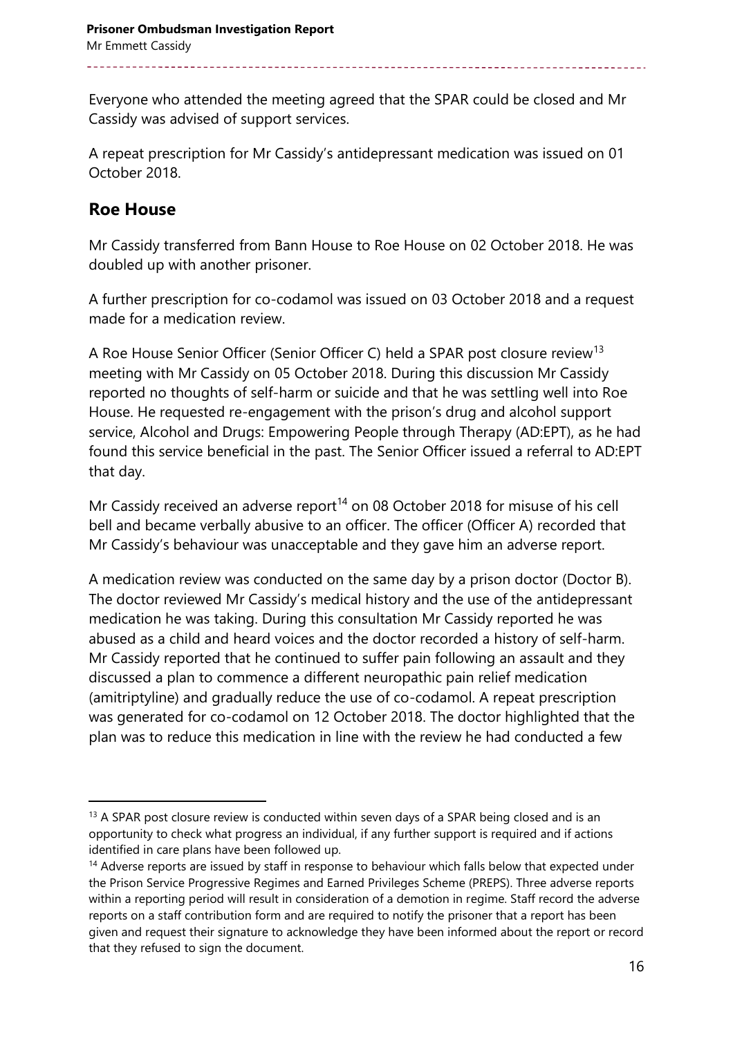Everyone who attended the meeting agreed that the SPAR could be closed and Mr Cassidy was advised of support services.

A repeat prescription for Mr Cassidy's antidepressant medication was issued on 01 October 2018.

## Roe House

Mr Cassidy transferred from Bann House to Roe House on 02 October 2018. He was doubled up with another prisoner.

A further prescription for co-codamol was issued on 03 October 2018 and a request made for a medication review.

A Roe House Senior Officer (Senior Officer C) held a SPAR post closure review[13] meeting with Mr Cassidy on 05 October 2018. During this discussion Mr Cassidy reported no thoughts of self-harm or suicide and that he was settling well into Roe House. He requested re-engagement with the prison's drug and alcohol support service, Alcohol and Drugs: Empowering People through Therapy (AD:EPT), as he had found this service beneficial in the past. The Senior Officer issued a referral to AD:EPT that day.

Mr Cassidy received an adverse report[14] on 08 October 2018 for misuse of his cell bell and became verbally abusive to an officer. The officer (Officer A) recorded that Mr Cassidy's behaviour was unacceptable and they gave him an adverse report.

A medication review was conducted on the same day by a prison doctor (Doctor B). The doctor reviewed Mr Cassidy's medical history and the use of the antidepressant medication he was taking. During this consultation Mr Cassidy reported he was abused as a child and heard voices and the doctor recorded a history of self-harm. Mr Cassidy reported that he continued to suffer pain following an assault and they discussed a plan to commence a different neuropathic pain relief medication (amitriptyline) and gradually reduce the use of co-codamol. A repeat prescription was generated for co-codamol on 12 October 2018. The doctor highlighted that the plan was to reduce this medication in line with the review he had conducted a few

---

[13] A SPAR post closure review is conducted within seven days of a SPAR being closed and is an opportunity to check what progress an individual, if any further support is required and if actions identified in care plans have been followed up.

[14] Adverse reports are issued by staff in response to behaviour which falls below that expected under the Prison Service Progressive Regimes and Earned Privileges Scheme (PREPS). Three adverse reports within a reporting period will result in consideration of a demotion in regime. Staff record the adverse reports on a staff contribution form and are required to notify the prisoner that a report has been given and request their signature to acknowledge they have been informed about the report or record that they refused to sign the document.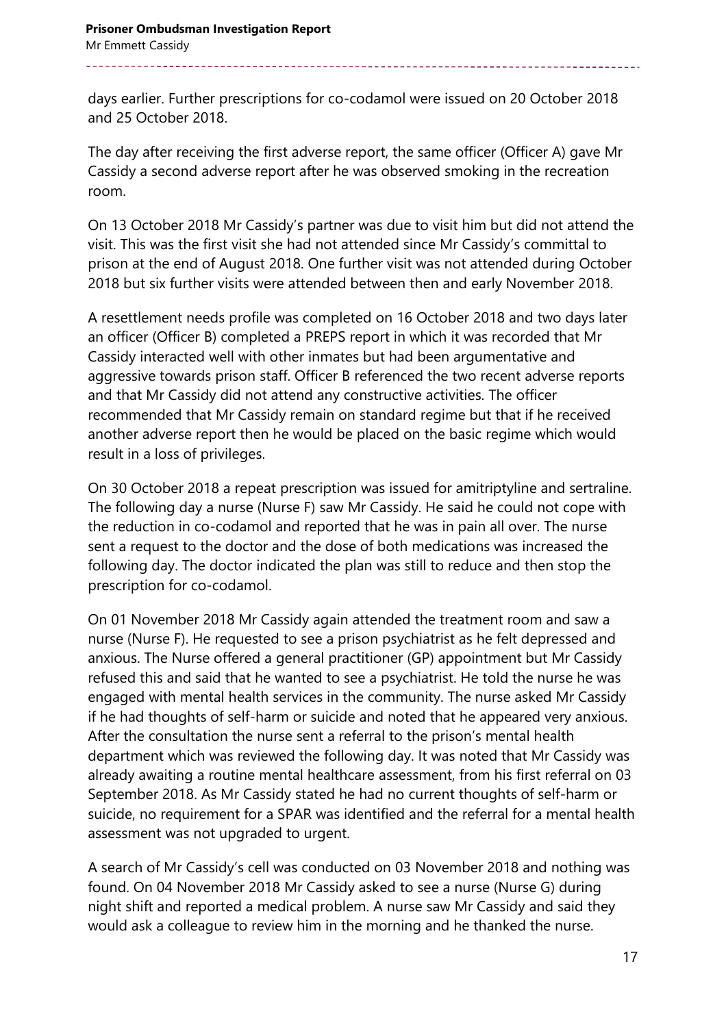days earlier. Further prescriptions for co-codamol were issued on 20 October 2018 and 25 October 2018.

The day after receiving the first adverse report, the same officer (Officer A) gave Mr Cassidy a second adverse report after he was observed smoking in the recreation room.

On 13 October 2018 Mr Cassidy's partner was due to visit him but did not attend the visit. This was the first visit she had not attended since Mr Cassidy's committal to prison at the end of August 2018. One further visit was not attended during October 2018 but six further visits were attended between then and early November 2018.

A resettlement needs profile was completed on 16 October 2018 and two days later an officer (Officer B) completed a PREPS report in which it was recorded that Mr Cassidy interacted well with other inmates but had been argumentative and aggressive towards prison staff. Officer B referenced the two recent adverse reports and that Mr Cassidy did not attend any constructive activities. The officer recommended that Mr Cassidy remain on standard regime but that if he received another adverse report then he would be placed on the basic regime which would result in a loss of privileges.

On 30 October 2018 a repeat prescription was issued for amitriptyline and sertraline. The following day a nurse (Nurse F) saw Mr Cassidy. He said he could not cope with the reduction in co-codamol and reported that he was in pain all over. The nurse sent a request to the doctor and the dose of both medications was increased the following day. The doctor indicated the plan was still to reduce and then stop the prescription for co-codamol.

On 01 November 2018 Mr Cassidy again attended the treatment room and saw a nurse (Nurse F). He requested to see a prison psychiatrist as he felt depressed and anxious. The Nurse offered a general practitioner (GP) appointment but Mr Cassidy refused this and said that he wanted to see a psychiatrist. He told the nurse he was engaged with mental health services in the community. The nurse asked Mr Cassidy if he had thoughts of self-harm or suicide and noted that he appeared very anxious. After the consultation the nurse sent a referral to the prison's mental health department which was reviewed the following day. It was noted that Mr Cassidy was already awaiting a routine mental healthcare assessment, from his first referral on 03 September 2018. As Mr Cassidy stated he had no current thoughts of self-harm or suicide, no requirement for a SPAR was identified and the referral for a mental health assessment was not upgraded to urgent.

A search of Mr Cassidy's cell was conducted on 03 November 2018 and nothing was found. On 04 November 2018 Mr Cassidy asked to see a nurse (Nurse G) during night shift and reported a medical problem. A nurse saw Mr Cassidy and said they would ask a colleague to review him in the morning and he thanked the nurse.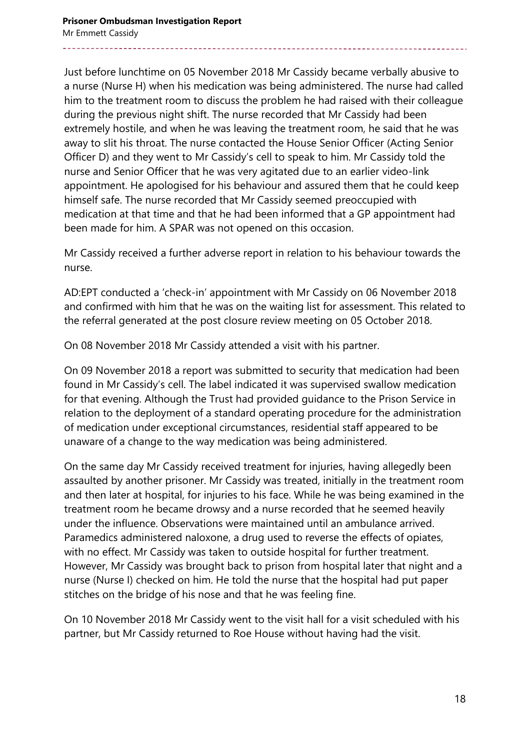Just before lunchtime on 05 November 2018 Mr Cassidy became verbally abusive to a nurse (Nurse H) when his medication was being administered. The nurse had called him to the treatment room to discuss the problem he had raised with their colleague during the previous night shift. The nurse recorded that Mr Cassidy had been extremely hostile, and when he was leaving the treatment room, he said that he was away to slit his throat. The nurse contacted the House Senior Officer (Acting Senior Officer D) and they went to Mr Cassidy's cell to speak to him. Mr Cassidy told the nurse and Senior Officer that he was very agitated due to an earlier video-link appointment. He apologised for his behaviour and assured them that he could keep himself safe. The nurse recorded that Mr Cassidy seemed preoccupied with medication at that time and that he had been informed that a GP appointment had been made for him. A SPAR was not opened on this occasion.

Mr Cassidy received a further adverse report in relation to his behaviour towards the nurse.

AD:EPT conducted a 'check-in' appointment with Mr Cassidy on 06 November 2018 and confirmed with him that he was on the waiting list for assessment. This related to the referral generated at the post closure review meeting on 05 October 2018.

On 08 November 2018 Mr Cassidy attended a visit with his partner.

On 09 November 2018 a report was submitted to security that medication had been found in Mr Cassidy's cell. The label indicated it was supervised swallow medication for that evening. Although the Trust had provided guidance to the Prison Service in relation to the deployment of a standard operating procedure for the administration of medication under exceptional circumstances, residential staff appeared to be unaware of a change to the way medication was being administered.

On the same day Mr Cassidy received treatment for injuries, having allegedly been assaulted by another prisoner. Mr Cassidy was treated, initially in the treatment room and then later at hospital, for injuries to his face. While he was being examined in the treatment room he became drowsy and a nurse recorded that he seemed heavily under the influence. Observations were maintained until an ambulance arrived. Paramedics administered naloxone, a drug used to reverse the effects of opiates, with no effect. Mr Cassidy was taken to outside hospital for further treatment. However, Mr Cassidy was brought back to prison from hospital later that night and a nurse (Nurse I) checked on him. He told the nurse that the hospital had put paper stitches on the bridge of his nose and that he was feeling fine.

On 10 November 2018 Mr Cassidy went to the visit hall for a visit scheduled with his partner, but Mr Cassidy returned to Roe House without having had the visit.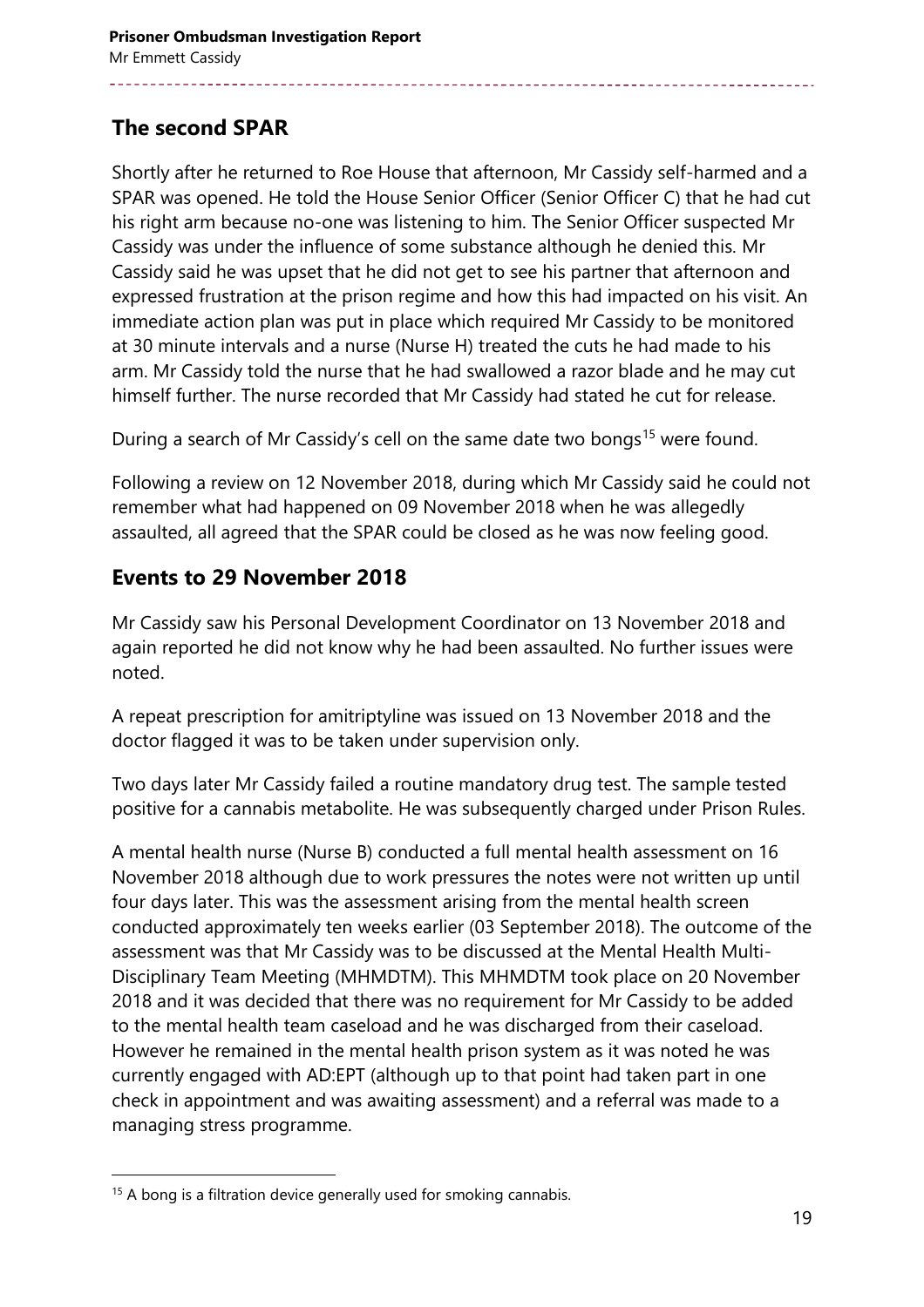## The second SPAR

Shortly after he returned to Roe House that afternoon, Mr Cassidy self-harmed and a SPAR was opened. He told the House Senior Officer (Senior Officer C) that he had cut his right arm because no-one was listening to him. The Senior Officer suspected Mr Cassidy was under the influence of some substance although he denied this. Mr Cassidy said he was upset that he did not get to see his partner that afternoon and expressed frustration at the prison regime and how this had impacted on his visit. An immediate action plan was put in place which required Mr Cassidy to be monitored at 30 minute intervals and a nurse (Nurse H) treated the cuts he had made to his arm. Mr Cassidy told the nurse that he had swallowed a razor blade and he may cut himself further. The nurse recorded that Mr Cassidy had stated he cut for release.

During a search of Mr Cassidy's cell on the same date two bongs[15] were found.

Following a review on 12 November 2018, during which Mr Cassidy said he could not remember what had happened on 09 November 2018 when he was allegedly assaulted, all agreed that the SPAR could be closed as he was now feeling good.

## Events to 29 November 2018

Mr Cassidy saw his Personal Development Coordinator on 13 November 2018 and again reported he did not know why he had been assaulted. No further issues were noted.

A repeat prescription for amitriptyline was issued on 13 November 2018 and the doctor flagged it was to be taken under supervision only.

Two days later Mr Cassidy failed a routine mandatory drug test. The sample tested positive for a cannabis metabolite. He was subsequently charged under Prison Rules.

A mental health nurse (Nurse B) conducted a full mental health assessment on 16 November 2018 although due to work pressures the notes were not written up until four days later. This was the assessment arising from the mental health screen conducted approximately ten weeks earlier (03 September 2018). The outcome of the assessment was that Mr Cassidy was to be discussed at the Mental Health Multi-Disciplinary Team Meeting (MHMDTM). This MHMDTM took place on 20 November 2018 and it was decided that there was no requirement for Mr Cassidy to be added to the mental health team caseload and he was discharged from their caseload. However he remained in the mental health prison system as it was noted he was currently engaged with AD:EPT (although up to that point had taken part in one check in appointment and was awaiting assessment) and a referral was made to a managing stress programme.

[15] A bong is a filtration device generally used for smoking cannabis.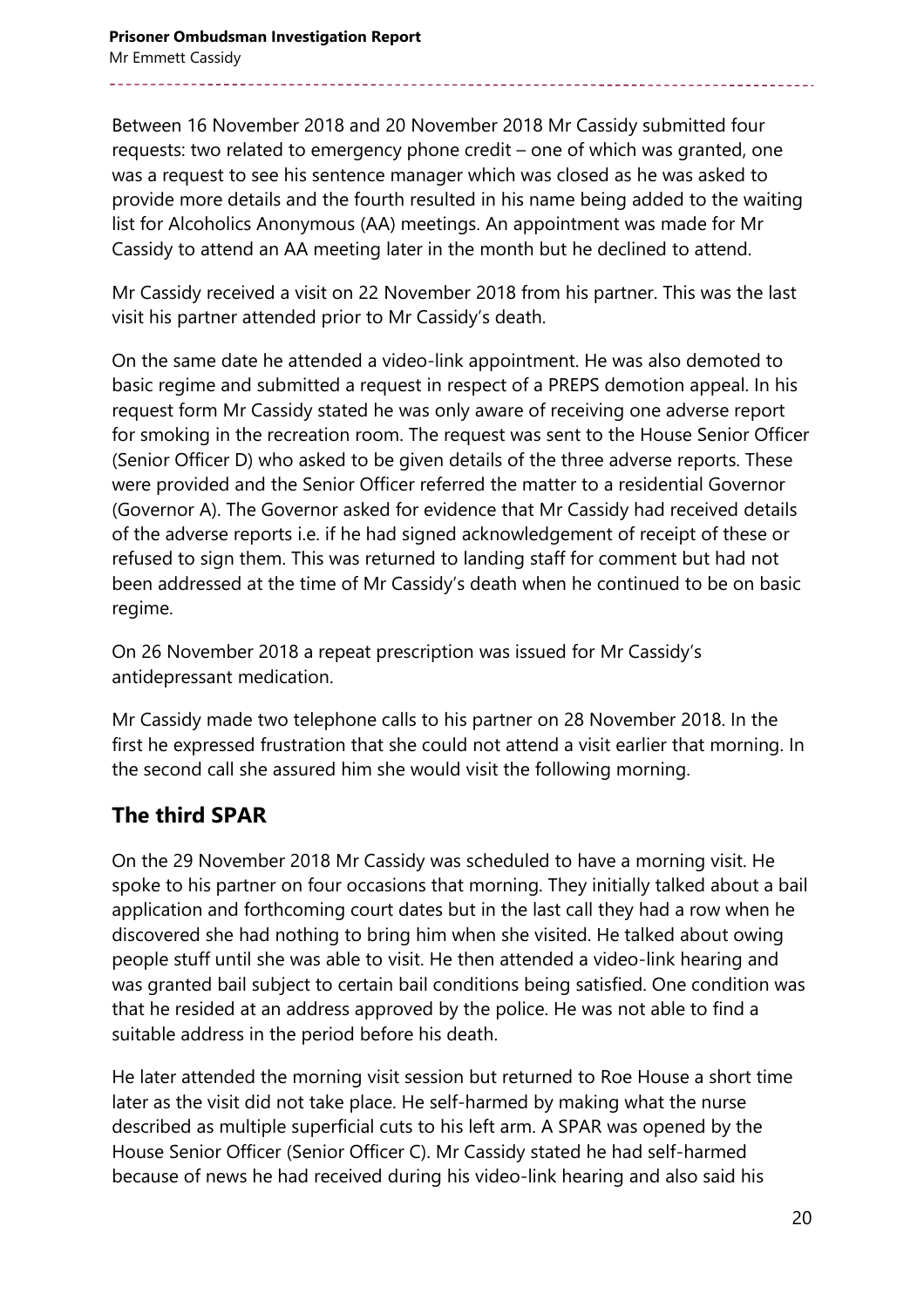Between 16 November 2018 and 20 November 2018 Mr Cassidy submitted four requests: two related to emergency phone credit – one of which was granted, one was a request to see his sentence manager which was closed as he was asked to provide more details and the fourth resulted in his name being added to the waiting list for Alcoholics Anonymous (AA) meetings. An appointment was made for Mr Cassidy to attend an AA meeting later in the month but he declined to attend.

Mr Cassidy received a visit on 22 November 2018 from his partner. This was the last visit his partner attended prior to Mr Cassidy's death.

On the same date he attended a video-link appointment. He was also demoted to basic regime and submitted a request in respect of a PREPS demotion appeal. In his request form Mr Cassidy stated he was only aware of receiving one adverse report for smoking in the recreation room. The request was sent to the House Senior Officer (Senior Officer D) who asked to be given details of the three adverse reports. These were provided and the Senior Officer referred the matter to a residential Governor (Governor A). The Governor asked for evidence that Mr Cassidy had received details of the adverse reports i.e. if he had signed acknowledgement of receipt of these or refused to sign them. This was returned to landing staff for comment but had not been addressed at the time of Mr Cassidy's death when he continued to be on basic regime.

On 26 November 2018 a repeat prescription was issued for Mr Cassidy's antidepressant medication.

Mr Cassidy made two telephone calls to his partner on 28 November 2018. In the first he expressed frustration that she could not attend a visit earlier that morning. In the second call she assured him she would visit the following morning.

## The third SPAR

On the 29 November 2018 Mr Cassidy was scheduled to have a morning visit. He spoke to his partner on four occasions that morning. They initially talked about a bail application and forthcoming court dates but in the last call they had a row when he discovered she had nothing to bring him when she visited. He talked about owing people stuff until she was able to visit. He then attended a video-link hearing and was granted bail subject to certain bail conditions being satisfied. One condition was that he resided at an address approved by the police. He was not able to find a suitable address in the period before his death.

He later attended the morning visit session but returned to Roe House a short time later as the visit did not take place. He self-harmed by making what the nurse described as multiple superficial cuts to his left arm. A SPAR was opened by the House Senior Officer (Senior Officer C). Mr Cassidy stated he had self-harmed because of news he had received during his video-link hearing and also said his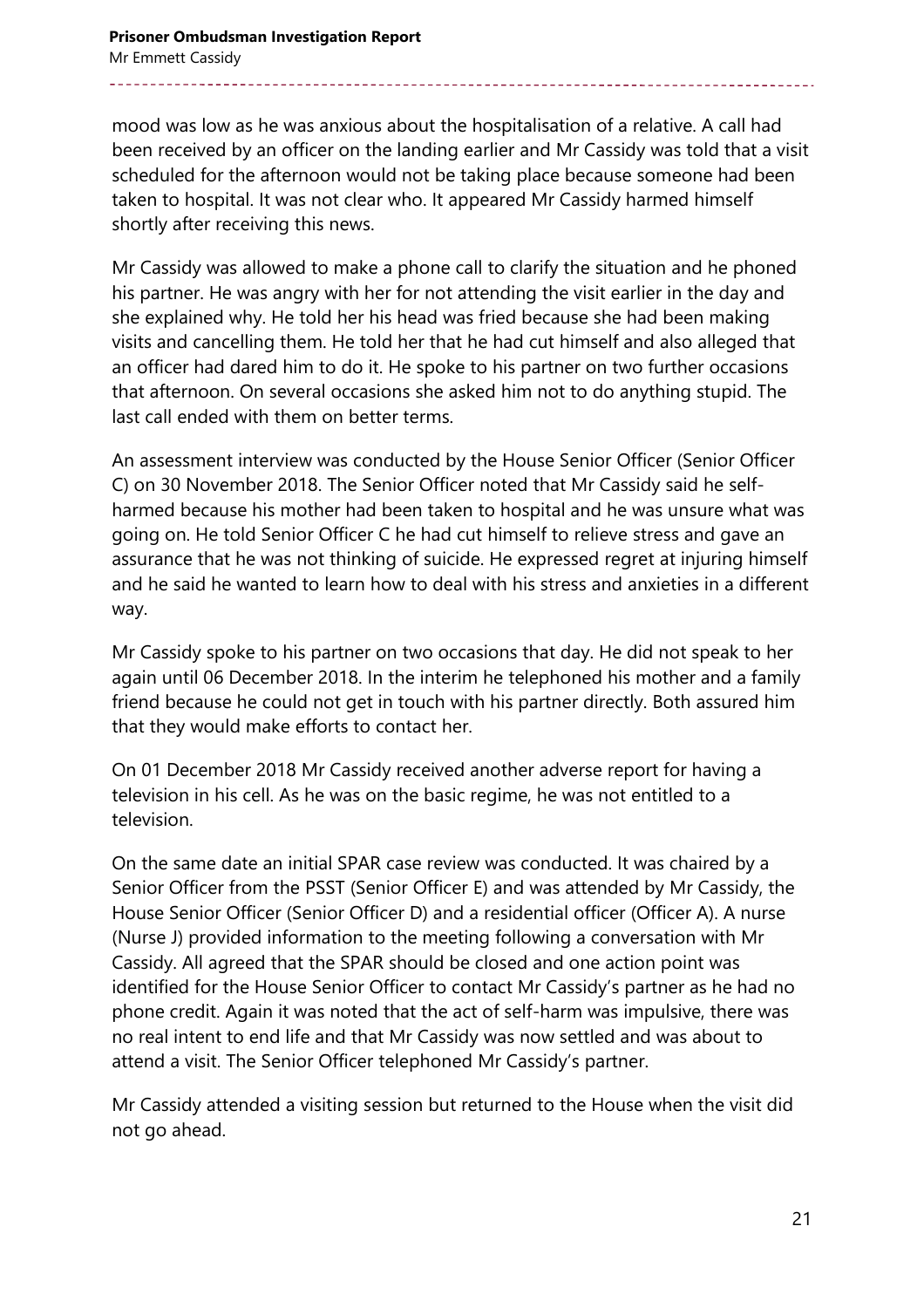mood was low as he was anxious about the hospitalisation of a relative. A call had been received by an officer on the landing earlier and Mr Cassidy was told that a visit scheduled for the afternoon would not be taking place because someone had been taken to hospital. It was not clear who. It appeared Mr Cassidy harmed himself shortly after receiving this news.

Mr Cassidy was allowed to make a phone call to clarify the situation and he phoned his partner. He was angry with her for not attending the visit earlier in the day and she explained why. He told her his head was fried because she had been making visits and cancelling them. He told her that he had cut himself and also alleged that an officer had dared him to do it. He spoke to his partner on two further occasions that afternoon. On several occasions she asked him not to do anything stupid. The last call ended with them on better terms.

An assessment interview was conducted by the House Senior Officer (Senior Officer C) on 30 November 2018. The Senior Officer noted that Mr Cassidy said he self-harmed because his mother had been taken to hospital and he was unsure what was going on. He told Senior Officer C he had cut himself to relieve stress and gave an assurance that he was not thinking of suicide. He expressed regret at injuring himself and he said he wanted to learn how to deal with his stress and anxieties in a different way.

Mr Cassidy spoke to his partner on two occasions that day. He did not speak to her again until 06 December 2018. In the interim he telephoned his mother and a family friend because he could not get in touch with his partner directly. Both assured him that they would make efforts to contact her.

On 01 December 2018 Mr Cassidy received another adverse report for having a television in his cell. As he was on the basic regime, he was not entitled to a television.

On the same date an initial SPAR case review was conducted. It was chaired by a Senior Officer from the PSST (Senior Officer E) and was attended by Mr Cassidy, the House Senior Officer (Senior Officer D) and a residential officer (Officer A). A nurse (Nurse J) provided information to the meeting following a conversation with Mr Cassidy. All agreed that the SPAR should be closed and one action point was identified for the House Senior Officer to contact Mr Cassidy's partner as he had no phone credit. Again it was noted that the act of self-harm was impulsive, there was no real intent to end life and that Mr Cassidy was now settled and was about to attend a visit. The Senior Officer telephoned Mr Cassidy's partner.

Mr Cassidy attended a visiting session but returned to the House when the visit did not go ahead.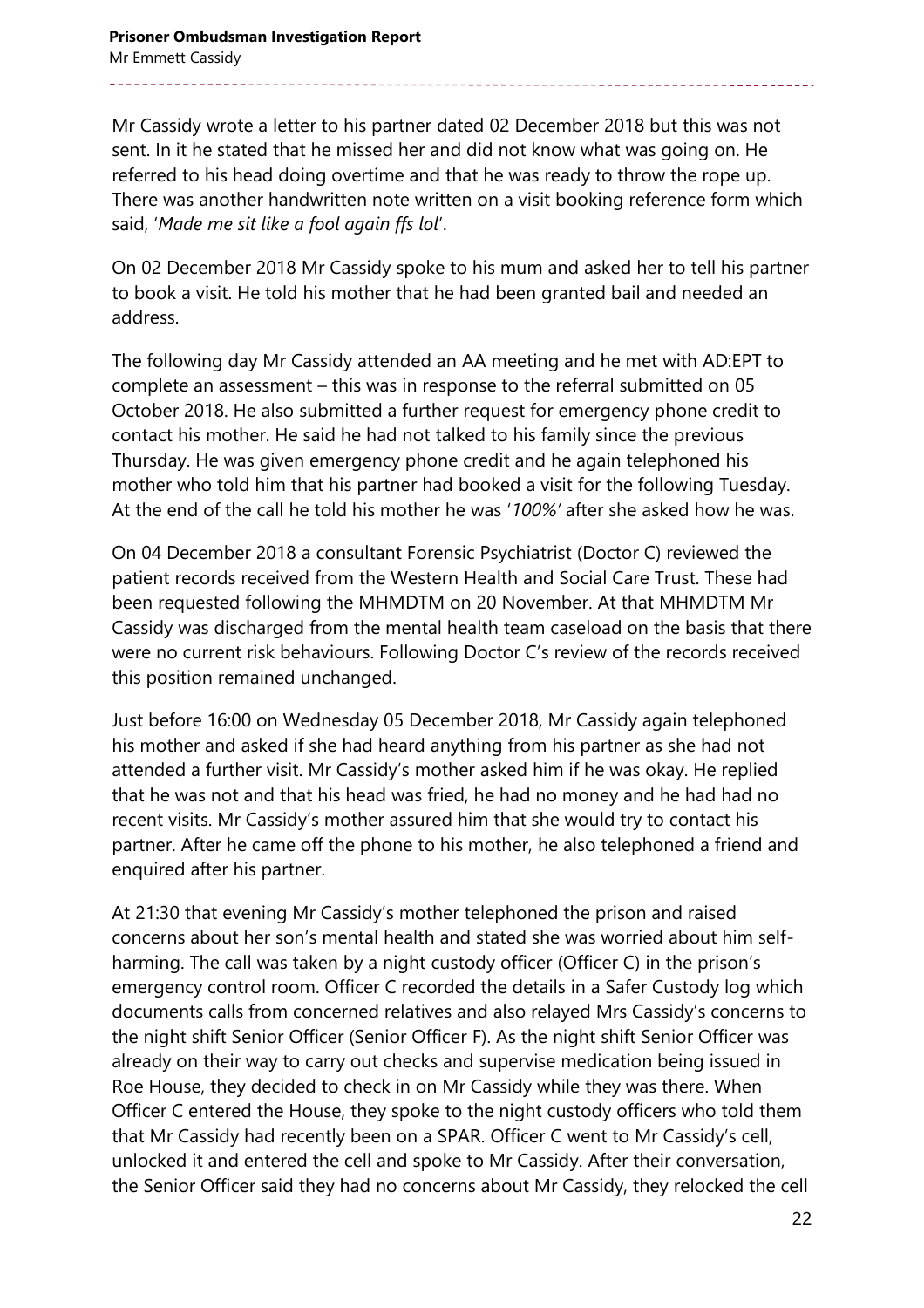Mr Cassidy wrote a letter to his partner dated 02 December 2018 but this was not sent. In it he stated that he missed her and did not know what was going on. He referred to his head doing overtime and that he was ready to throw the rope up. There was another handwritten note written on a visit booking reference form which said, '*Made me sit like a fool again ffs lol*'.

On 02 December 2018 Mr Cassidy spoke to his mum and asked her to tell his partner to book a visit. He told his mother that he had been granted bail and needed an address.

The following day Mr Cassidy attended an AA meeting and he met with AD:EPT to complete an assessment – this was in response to the referral submitted on 05 October 2018. He also submitted a further request for emergency phone credit to contact his mother. He said he had not talked to his family since the previous Thursday. He was given emergency phone credit and he again telephoned his mother who told him that his partner had booked a visit for the following Tuesday. At the end of the call he told his mother he was '*100%*' after she asked how he was.

On 04 December 2018 a consultant Forensic Psychiatrist (Doctor C) reviewed the patient records received from the Western Health and Social Care Trust. These had been requested following the MHMDTM on 20 November. At that MHMDTM Mr Cassidy was discharged from the mental health team caseload on the basis that there were no current risk behaviours. Following Doctor C's review of the records received this position remained unchanged.

Just before 16:00 on Wednesday 05 December 2018, Mr Cassidy again telephoned his mother and asked if she had heard anything from his partner as she had not attended a further visit. Mr Cassidy's mother asked him if he was okay. He replied that he was not and that his head was fried, he had no money and he had had no recent visits. Mr Cassidy's mother assured him that she would try to contact his partner. After he came off the phone to his mother, he also telephoned a friend and enquired after his partner.

At 21:30 that evening Mr Cassidy's mother telephoned the prison and raised concerns about her son's mental health and stated she was worried about him self-harming. The call was taken by a night custody officer (Officer C) in the prison's emergency control room. Officer C recorded the details in a Safer Custody log which documents calls from concerned relatives and also relayed Mrs Cassidy's concerns to the night shift Senior Officer (Senior Officer F). As the night shift Senior Officer was already on their way to carry out checks and supervise medication being issued in Roe House, they decided to check in on Mr Cassidy while they was there. When Officer C entered the House, they spoke to the night custody officers who told them that Mr Cassidy had recently been on a SPAR. Officer C went to Mr Cassidy's cell, unlocked it and entered the cell and spoke to Mr Cassidy. After their conversation, the Senior Officer said they had no concerns about Mr Cassidy, they relocked the cell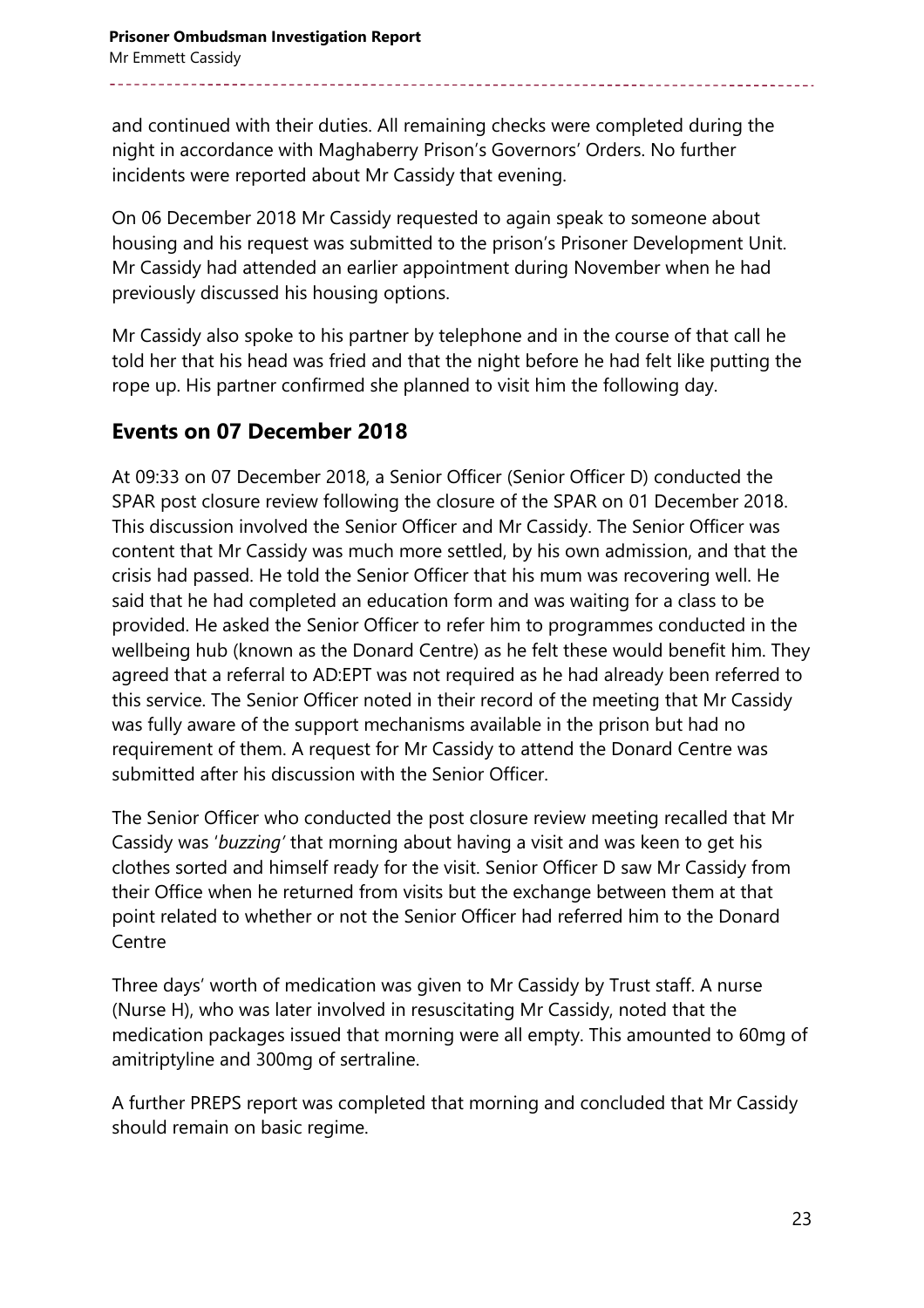and continued with their duties. All remaining checks were completed during the night in accordance with Maghaberry Prison's Governors' Orders. No further incidents were reported about Mr Cassidy that evening.

On 06 December 2018 Mr Cassidy requested to again speak to someone about housing and his request was submitted to the prison's Prisoner Development Unit. Mr Cassidy had attended an earlier appointment during November when he had previously discussed his housing options.

Mr Cassidy also spoke to his partner by telephone and in the course of that call he told her that his head was fried and that the night before he had felt like putting the rope up. His partner confirmed she planned to visit him the following day.

## Events on 07 December 2018

At 09:33 on 07 December 2018, a Senior Officer (Senior Officer D) conducted the SPAR post closure review following the closure of the SPAR on 01 December 2018. This discussion involved the Senior Officer and Mr Cassidy. The Senior Officer was content that Mr Cassidy was much more settled, by his own admission, and that the crisis had passed. He told the Senior Officer that his mum was recovering well. He said that he had completed an education form and was waiting for a class to be provided. He asked the Senior Officer to refer him to programmes conducted in the wellbeing hub (known as the Donard Centre) as he felt these would benefit him. They agreed that a referral to AD:EPT was not required as he had already been referred to this service. The Senior Officer noted in their record of the meeting that Mr Cassidy was fully aware of the support mechanisms available in the prison but had no requirement of them. A request for Mr Cassidy to attend the Donard Centre was submitted after his discussion with the Senior Officer.

The Senior Officer who conducted the post closure review meeting recalled that Mr Cassidy was '*buzzing*' that morning about having a visit and was keen to get his clothes sorted and himself ready for the visit. Senior Officer D saw Mr Cassidy from their Office when he returned from visits but the exchange between them at that point related to whether or not the Senior Officer had referred him to the Donard Centre

Three days' worth of medication was given to Mr Cassidy by Trust staff. A nurse (Nurse H), who was later involved in resuscitating Mr Cassidy, noted that the medication packages issued that morning were all empty. This amounted to 60mg of amitriptyline and 300mg of sertraline.

A further PREPS report was completed that morning and concluded that Mr Cassidy should remain on basic regime.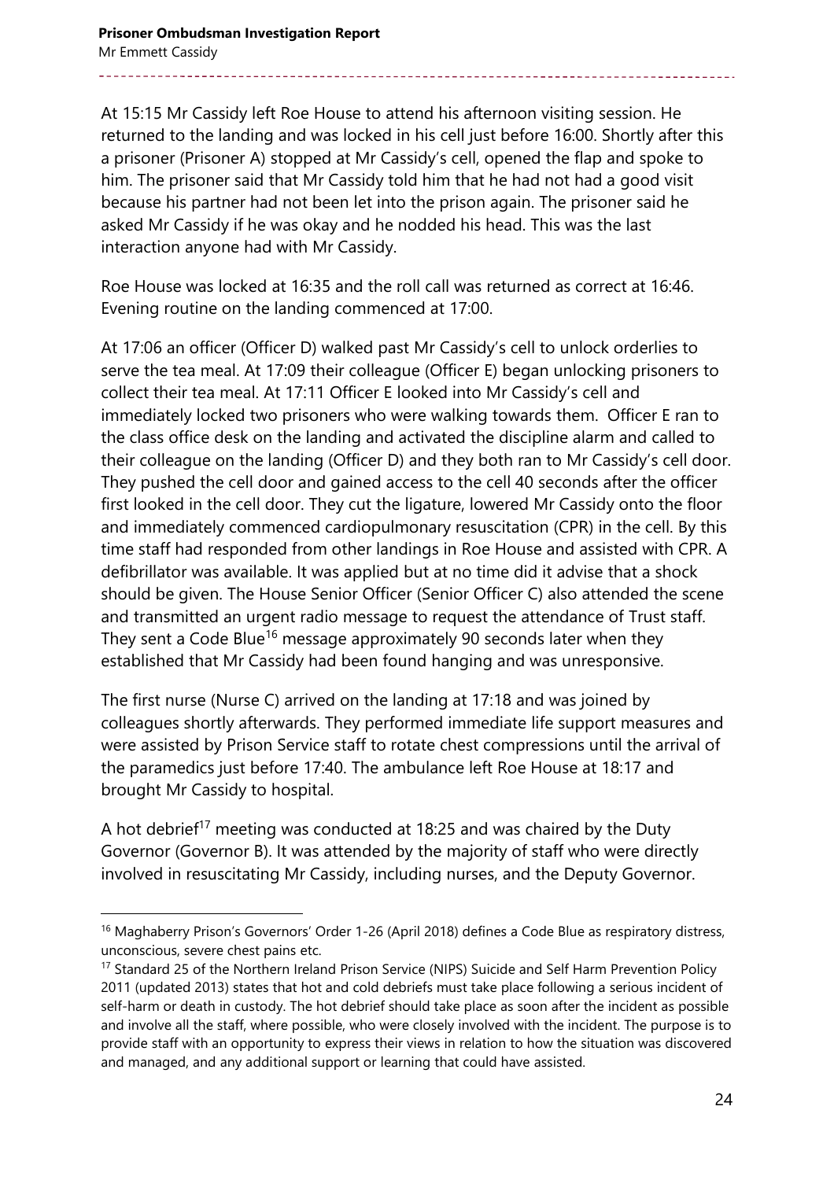At 15:15 Mr Cassidy left Roe House to attend his afternoon visiting session. He returned to the landing and was locked in his cell just before 16:00. Shortly after this a prisoner (Prisoner A) stopped at Mr Cassidy's cell, opened the flap and spoke to him. The prisoner said that Mr Cassidy told him that he had not had a good visit because his partner had not been let into the prison again. The prisoner said he asked Mr Cassidy if he was okay and he nodded his head. This was the last interaction anyone had with Mr Cassidy.

Roe House was locked at 16:35 and the roll call was returned as correct at 16:46. Evening routine on the landing commenced at 17:00.

At 17:06 an officer (Officer D) walked past Mr Cassidy's cell to unlock orderlies to serve the tea meal. At 17:09 their colleague (Officer E) began unlocking prisoners to collect their tea meal. At 17:11 Officer E looked into Mr Cassidy's cell and immediately locked two prisoners who were walking towards them. Officer E ran to the class office desk on the landing and activated the discipline alarm and called to their colleague on the landing (Officer D) and they both ran to Mr Cassidy's cell door. They pushed the cell door and gained access to the cell 40 seconds after the officer first looked in the cell door. They cut the ligature, lowered Mr Cassidy onto the floor and immediately commenced cardiopulmonary resuscitation (CPR) in the cell. By this time staff had responded from other landings in Roe House and assisted with CPR. A defibrillator was available. It was applied but at no time did it advise that a shock should be given. The House Senior Officer (Senior Officer C) also attended the scene and transmitted an urgent radio message to request the attendance of Trust staff. They sent a Code Blue[16] message approximately 90 seconds later when they established that Mr Cassidy had been found hanging and was unresponsive.

The first nurse (Nurse C) arrived on the landing at 17:18 and was joined by colleagues shortly afterwards. They performed immediate life support measures and were assisted by Prison Service staff to rotate chest compressions until the arrival of the paramedics just before 17:40. The ambulance left Roe House at 18:17 and brought Mr Cassidy to hospital.

A hot debrief[17] meeting was conducted at 18:25 and was chaired by the Duty Governor (Governor B). It was attended by the majority of staff who were directly involved in resuscitating Mr Cassidy, including nurses, and the Deputy Governor.

---

[16] Maghaberry Prison's Governors' Order 1-26 (April 2018) defines a Code Blue as respiratory distress, unconscious, severe chest pains etc.

[17] Standard 25 of the Northern Ireland Prison Service (NIPS) Suicide and Self Harm Prevention Policy 2011 (updated 2013) states that hot and cold debriefs must take place following a serious incident of self-harm or death in custody. The hot debrief should take place as soon after the incident as possible and involve all the staff, where possible, who were closely involved with the incident. The purpose is to provide staff with an opportunity to express their views in relation to how the situation was discovered and managed, and any additional support or learning that could have assisted.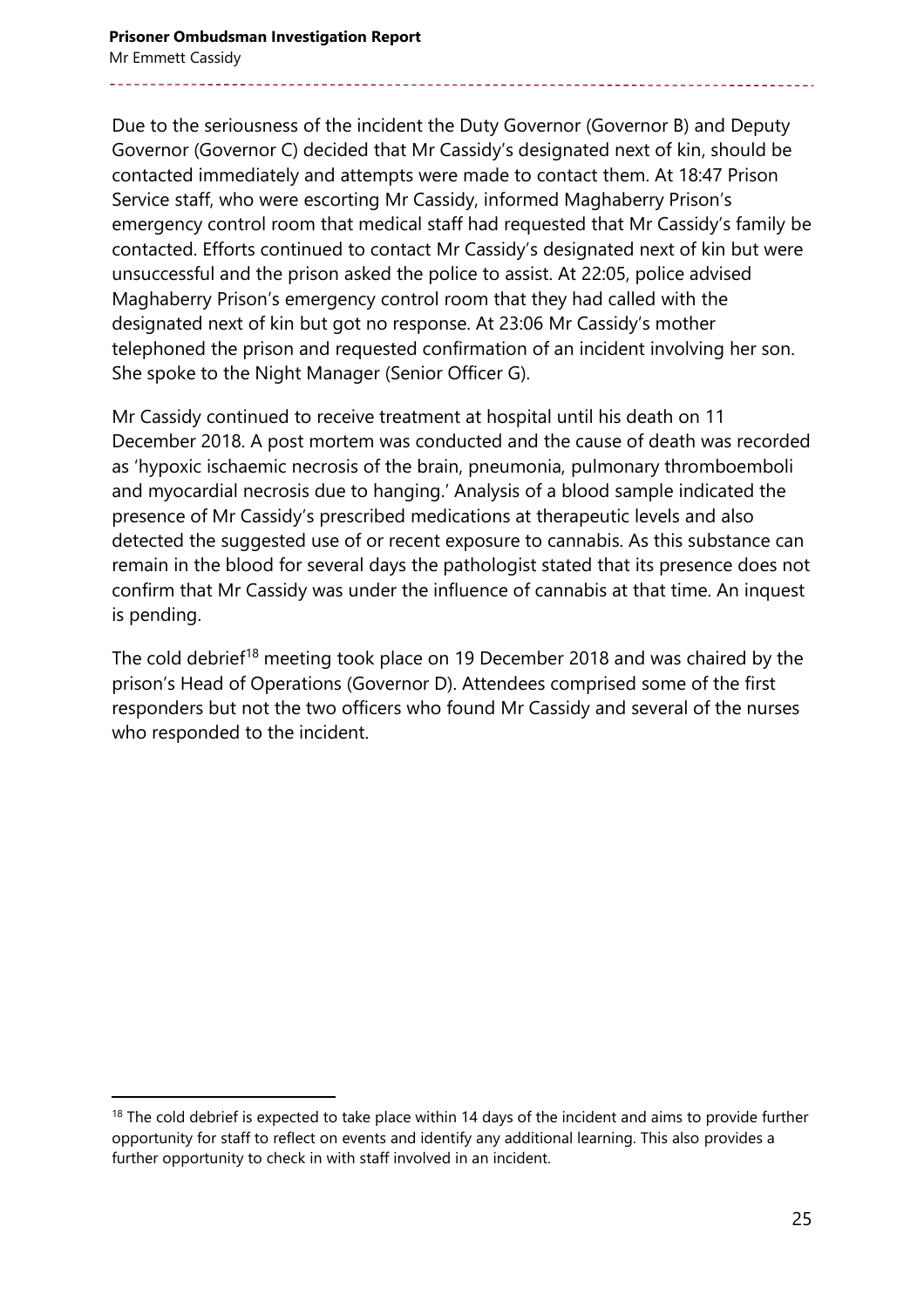Due to the seriousness of the incident the Duty Governor (Governor B) and Deputy Governor (Governor C) decided that Mr Cassidy's designated next of kin, should be contacted immediately and attempts were made to contact them. At 18:47 Prison Service staff, who were escorting Mr Cassidy, informed Maghaberry Prison's emergency control room that medical staff had requested that Mr Cassidy's family be contacted. Efforts continued to contact Mr Cassidy's designated next of kin but were unsuccessful and the prison asked the police to assist. At 22:05, police advised Maghaberry Prison's emergency control room that they had called with the designated next of kin but got no response. At 23:06 Mr Cassidy's mother telephoned the prison and requested confirmation of an incident involving her son. She spoke to the Night Manager (Senior Officer G).

Mr Cassidy continued to receive treatment at hospital until his death on 11 December 2018. A post mortem was conducted and the cause of death was recorded as 'hypoxic ischaemic necrosis of the brain, pneumonia, pulmonary thromboemboli and myocardial necrosis due to hanging.' Analysis of a blood sample indicated the presence of Mr Cassidy's prescribed medications at therapeutic levels and also detected the suggested use of or recent exposure to cannabis. As this substance can remain in the blood for several days the pathologist stated that its presence does not confirm that Mr Cassidy was under the influence of cannabis at that time. An inquest is pending.

The cold debrief[18] meeting took place on 19 December 2018 and was chaired by the prison's Head of Operations (Governor D). Attendees comprised some of the first responders but not the two officers who found Mr Cassidy and several of the nurses who responded to the incident.

[18] The cold debrief is expected to take place within 14 days of the incident and aims to provide further opportunity for staff to reflect on events and identify any additional learning. This also provides a further opportunity to check in with staff involved in an incident.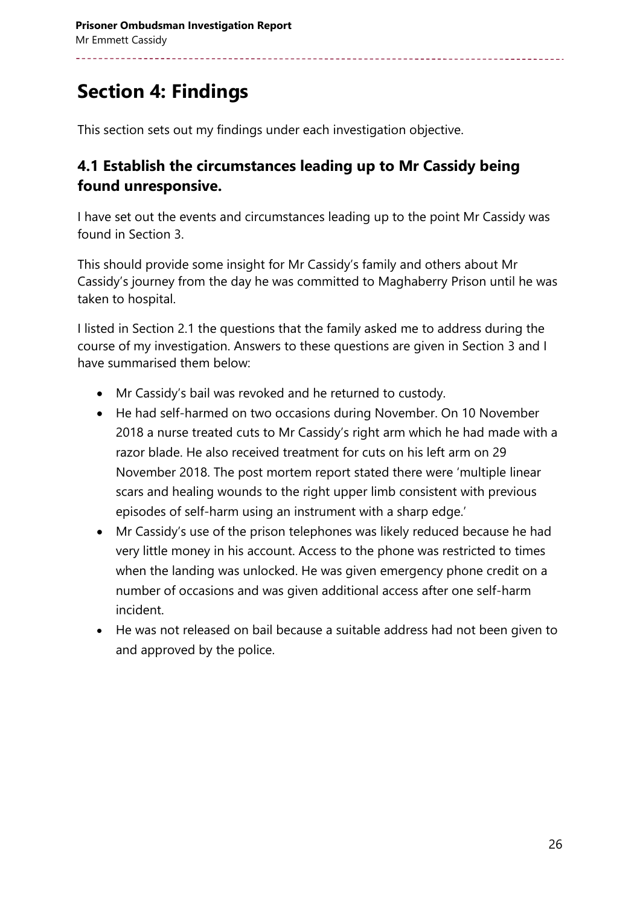# Section 4: Findings

This section sets out my findings under each investigation objective.

## 4.1 Establish the circumstances leading up to Mr Cassidy being found unresponsive.

I have set out the events and circumstances leading up to the point Mr Cassidy was found in Section 3.

This should provide some insight for Mr Cassidy's family and others about Mr Cassidy's journey from the day he was committed to Maghaberry Prison until he was taken to hospital.

I listed in Section 2.1 the questions that the family asked me to address during the course of my investigation. Answers to these questions are given in Section 3 and I have summarised them below:

- Mr Cassidy's bail was revoked and he returned to custody.
- He had self-harmed on two occasions during November. On 10 November 2018 a nurse treated cuts to Mr Cassidy's right arm which he had made with a razor blade. He also received treatment for cuts on his left arm on 29 November 2018. The post mortem report stated there were 'multiple linear scars and healing wounds to the right upper limb consistent with previous episodes of self-harm using an instrument with a sharp edge.'
- Mr Cassidy's use of the prison telephones was likely reduced because he had very little money in his account. Access to the phone was restricted to times when the landing was unlocked. He was given emergency phone credit on a number of occasions and was given additional access after one self-harm incident.
- He was not released on bail because a suitable address had not been given to and approved by the police.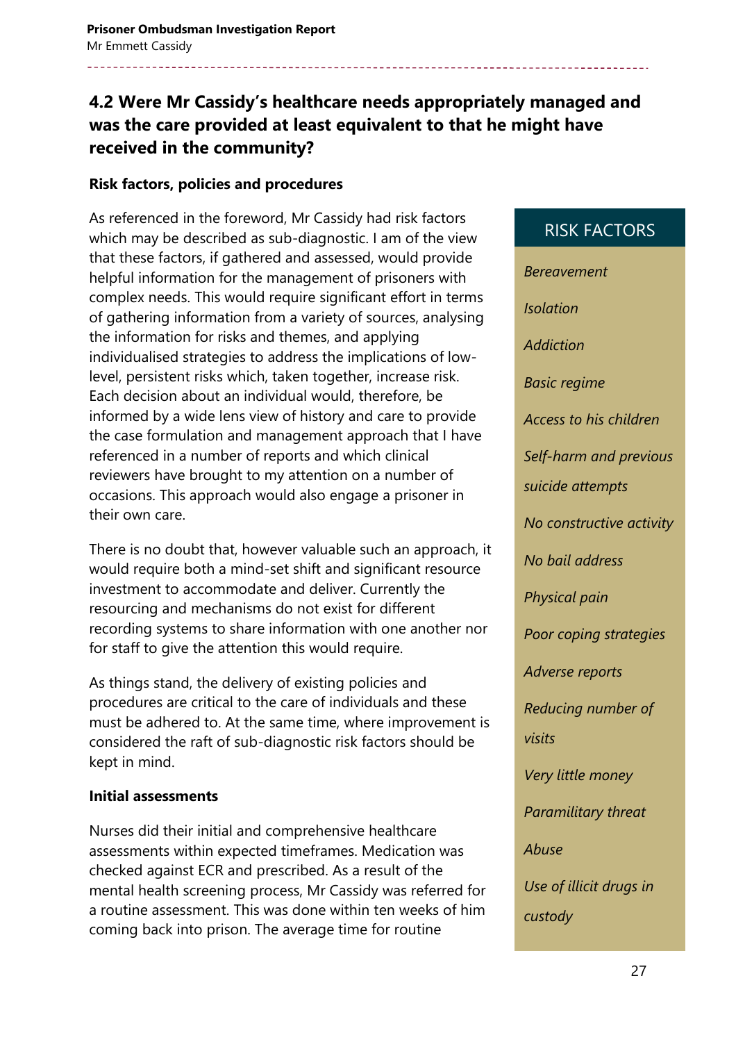## 4.2 Were Mr Cassidy's healthcare needs appropriately managed and was the care provided at least equivalent to that he might have received in the community?

### Risk factors, policies and procedures

As referenced in the foreword, Mr Cassidy had risk factors which may be described as sub-diagnostic. I am of the view that these factors, if gathered and assessed, would provide helpful information for the management of prisoners with complex needs. This would require significant effort in terms of gathering information from a variety of sources, analysing the information for risks and themes, and applying individualised strategies to address the implications of low-level, persistent risks which, taken together, increase risk. Each decision about an individual would, therefore, be informed by a wide lens view of history and care to provide the case formulation and management approach that I have referenced in a number of reports and which clinical reviewers have brought to my attention on a number of occasions. This approach would also engage a prisoner in their own care.

There is no doubt that, however valuable such an approach, it would require both a mind-set shift and significant resource investment to accommodate and deliver. Currently the resourcing and mechanisms do not exist for different recording systems to share information with one another nor for staff to give the attention this would require.

As things stand, the delivery of existing policies and procedures are critical to the care of individuals and these must be adhered to. At the same time, where improvement is considered the raft of sub-diagnostic risk factors should be kept in mind.

> **RISK FACTORS**
>
> *Bereavement*
>
> *Isolation*
>
> *Addiction*
>
> *Basic regime*
>
> *Access to his children*
>
> *Self-harm and previous suicide attempts*
>
> *No constructive activity*
>
> *No bail address*
>
> *Physical pain*
>
> *Poor coping strategies*
>
> *Adverse reports*
>
> *Reducing number of visits*
>
> *Very little money*
>
> *Paramilitary threat*
>
> *Abuse*
>
> *Use of illicit drugs in custody*

### Initial assessments

Nurses did their initial and comprehensive healthcare assessments within expected timeframes. Medication was checked against ECR and prescribed. As a result of the mental health screening process, Mr Cassidy was referred for a routine assessment. This was done within ten weeks of him coming back into prison. The average time for routine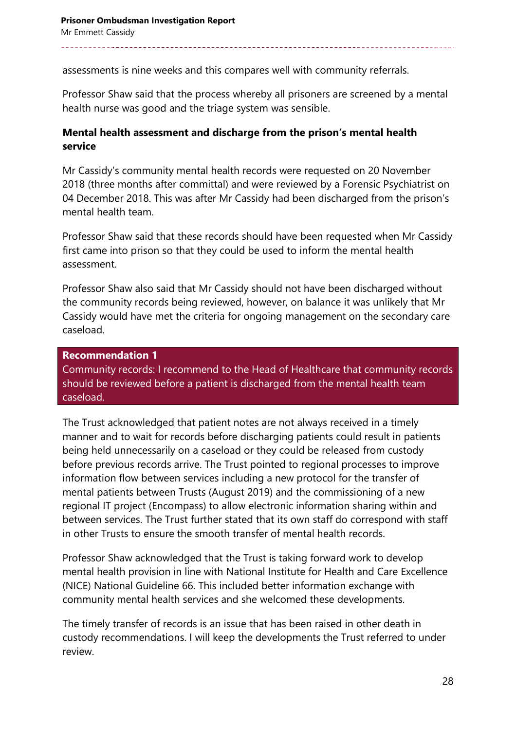assessments is nine weeks and this compares well with community referrals.

Professor Shaw said that the process whereby all prisoners are screened by a mental health nurse was good and the triage system was sensible.

**Mental health assessment and discharge from the prison's mental health service**

Mr Cassidy's community mental health records were requested on 20 November 2018 (three months after committal) and were reviewed by a Forensic Psychiatrist on 04 December 2018. This was after Mr Cassidy had been discharged from the prison's mental health team.

Professor Shaw said that these records should have been requested when Mr Cassidy first came into prison so that they could be used to inform the mental health assessment.

Professor Shaw also said that Mr Cassidy should not have been discharged without the community records being reviewed, however, on balance it was unlikely that Mr Cassidy would have met the criteria for ongoing management on the secondary care caseload.

> **Recommendation 1**
> Community records: I recommend to the Head of Healthcare that community records should be reviewed before a patient is discharged from the mental health team caseload.

The Trust acknowledged that patient notes are not always received in a timely manner and to wait for records before discharging patients could result in patients being held unnecessarily on a caseload or they could be released from custody before previous records arrive. The Trust pointed to regional processes to improve information flow between services including a new protocol for the transfer of mental patients between Trusts (August 2019) and the commissioning of a new regional IT project (Encompass) to allow electronic information sharing within and between services. The Trust further stated that its own staff do correspond with staff in other Trusts to ensure the smooth transfer of mental health records.

Professor Shaw acknowledged that the Trust is taking forward work to develop mental health provision in line with National Institute for Health and Care Excellence (NICE) National Guideline 66. This included better information exchange with community mental health services and she welcomed these developments.

The timely transfer of records is an issue that has been raised in other death in custody recommendations. I will keep the developments the Trust referred to under review.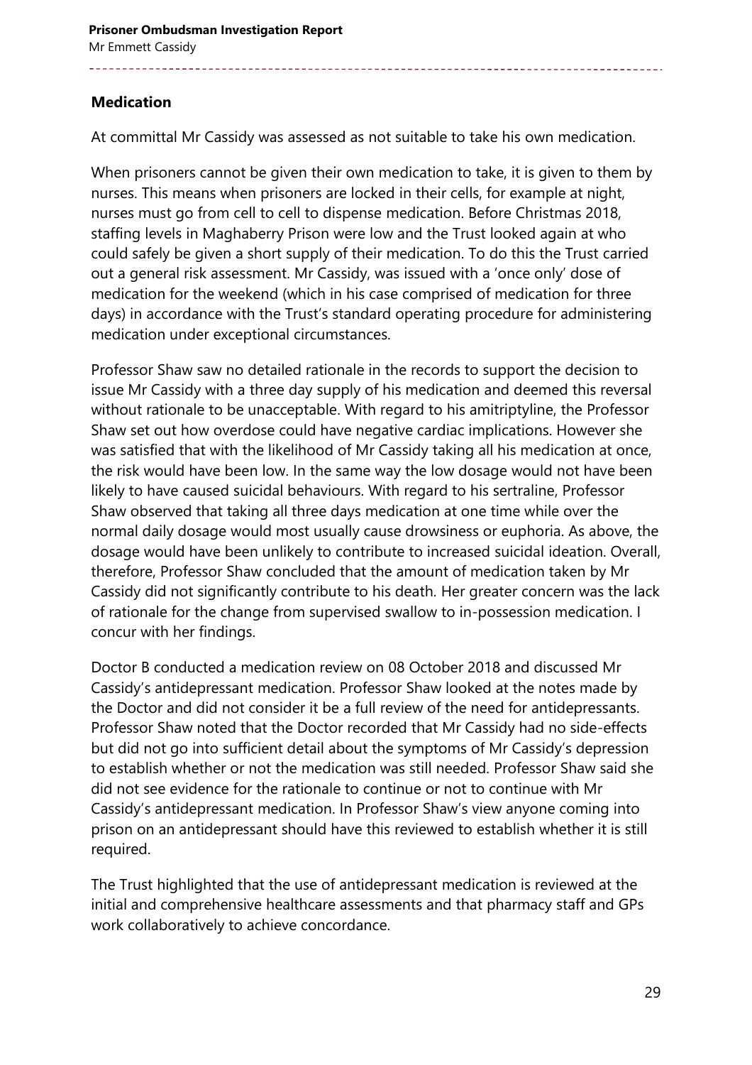## Medication

At committal Mr Cassidy was assessed as not suitable to take his own medication.

When prisoners cannot be given their own medication to take, it is given to them by nurses. This means when prisoners are locked in their cells, for example at night, nurses must go from cell to cell to dispense medication. Before Christmas 2018, staffing levels in Maghaberry Prison were low and the Trust looked again at who could safely be given a short supply of their medication. To do this the Trust carried out a general risk assessment. Mr Cassidy, was issued with a 'once only' dose of medication for the weekend (which in his case comprised of medication for three days) in accordance with the Trust's standard operating procedure for administering medication under exceptional circumstances.

Professor Shaw saw no detailed rationale in the records to support the decision to issue Mr Cassidy with a three day supply of his medication and deemed this reversal without rationale to be unacceptable. With regard to his amitriptyline, the Professor Shaw set out how overdose could have negative cardiac implications. However she was satisfied that with the likelihood of Mr Cassidy taking all his medication at once, the risk would have been low. In the same way the low dosage would not have been likely to have caused suicidal behaviours. With regard to his sertraline, Professor Shaw observed that taking all three days medication at one time while over the normal daily dosage would most usually cause drowsiness or euphoria. As above, the dosage would have been unlikely to contribute to increased suicidal ideation. Overall, therefore, Professor Shaw concluded that the amount of medication taken by Mr Cassidy did not significantly contribute to his death. Her greater concern was the lack of rationale for the change from supervised swallow to in-possession medication. I concur with her findings.

Doctor B conducted a medication review on 08 October 2018 and discussed Mr Cassidy's antidepressant medication. Professor Shaw looked at the notes made by the Doctor and did not consider it be a full review of the need for antidepressants. Professor Shaw noted that the Doctor recorded that Mr Cassidy had no side-effects but did not go into sufficient detail about the symptoms of Mr Cassidy's depression to establish whether or not the medication was still needed. Professor Shaw said she did not see evidence for the rationale to continue or not to continue with Mr Cassidy's antidepressant medication. In Professor Shaw's view anyone coming into prison on an antidepressant should have this reviewed to establish whether it is still required.

The Trust highlighted that the use of antidepressant medication is reviewed at the initial and comprehensive healthcare assessments and that pharmacy staff and GPs work collaboratively to achieve concordance.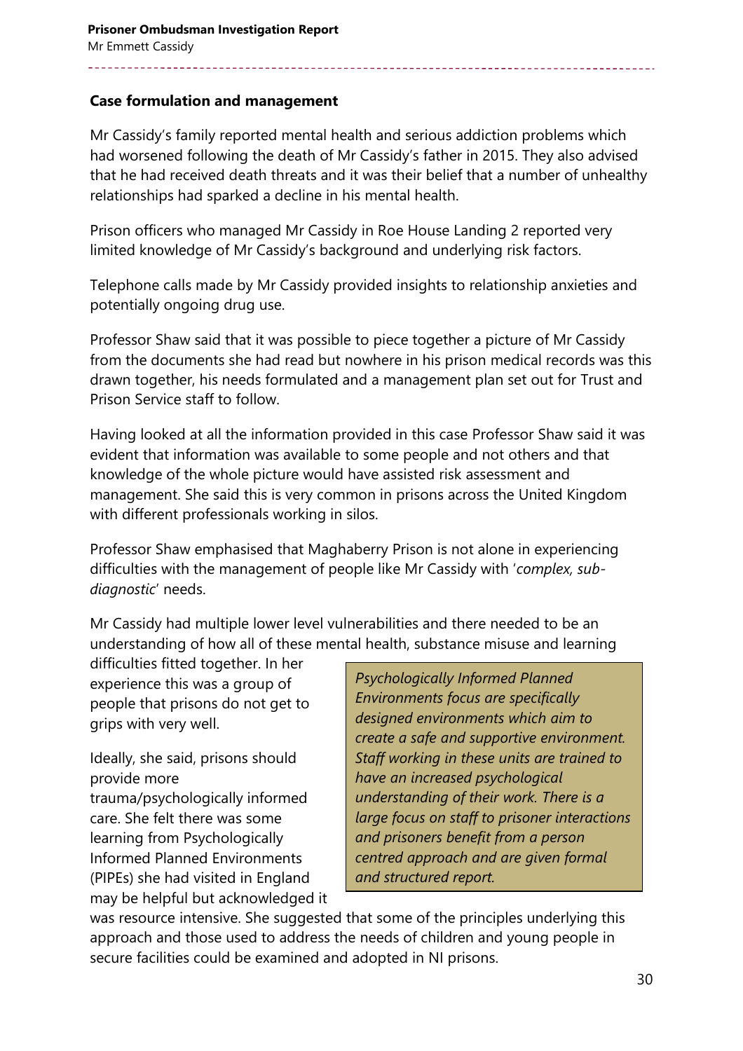**Case formulation and management**

Mr Cassidy's family reported mental health and serious addiction problems which had worsened following the death of Mr Cassidy's father in 2015. They also advised that he had received death threats and it was their belief that a number of unhealthy relationships had sparked a decline in his mental health.

Prison officers who managed Mr Cassidy in Roe House Landing 2 reported very limited knowledge of Mr Cassidy's background and underlying risk factors.

Telephone calls made by Mr Cassidy provided insights to relationship anxieties and potentially ongoing drug use.

Professor Shaw said that it was possible to piece together a picture of Mr Cassidy from the documents she had read but nowhere in his prison medical records was this drawn together, his needs formulated and a management plan set out for Trust and Prison Service staff to follow.

Having looked at all the information provided in this case Professor Shaw said it was evident that information was available to some people and not others and that knowledge of the whole picture would have assisted risk assessment and management. She said this is very common in prisons across the United Kingdom with different professionals working in silos.

Professor Shaw emphasised that Maghaberry Prison is not alone in experiencing difficulties with the management of people like Mr Cassidy with '*complex, sub-diagnostic*' needs.

Mr Cassidy had multiple lower level vulnerabilities and there needed to be an understanding of how all of these mental health, substance misuse and learning difficulties fitted together. In her experience this was a group of people that prisons do not get to grips with very well.

Ideally, she said, prisons should provide more trauma/psychologically informed care. She felt there was some learning from Psychologically Informed Planned Environments (PIPEs) she had visited in England may be helpful but acknowledged it was resource intensive. She suggested that some of the principles underlying this approach and those used to address the needs of children and young people in secure facilities could be examined and adopted in NI prisons.

> *Psychologically Informed Planned Environments focus are specifically designed environments which aim to create a safe and supportive environment. Staff working in these units are trained to have an increased psychological understanding of their work. There is a large focus on staff to prisoner interactions and prisoners benefit from a person centred approach and are given formal and structured report.*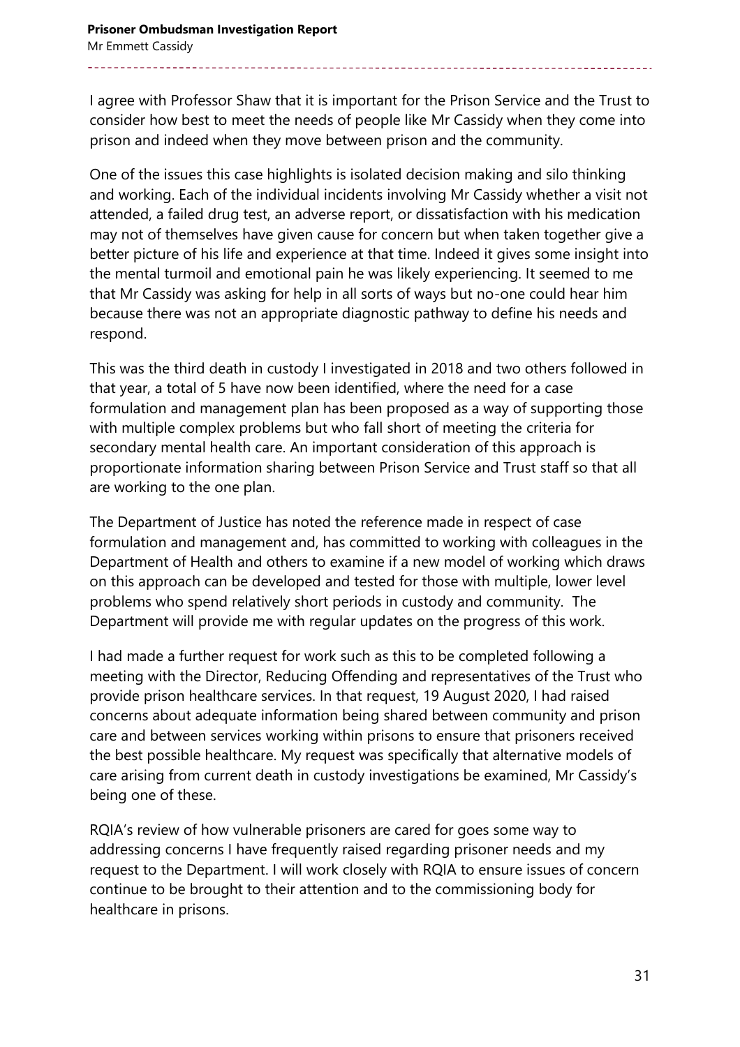I agree with Professor Shaw that it is important for the Prison Service and the Trust to consider how best to meet the needs of people like Mr Cassidy when they come into prison and indeed when they move between prison and the community.

One of the issues this case highlights is isolated decision making and silo thinking and working. Each of the individual incidents involving Mr Cassidy whether a visit not attended, a failed drug test, an adverse report, or dissatisfaction with his medication may not of themselves have given cause for concern but when taken together give a better picture of his life and experience at that time. Indeed it gives some insight into the mental turmoil and emotional pain he was likely experiencing. It seemed to me that Mr Cassidy was asking for help in all sorts of ways but no-one could hear him because there was not an appropriate diagnostic pathway to define his needs and respond.

This was the third death in custody I investigated in 2018 and two others followed in that year, a total of 5 have now been identified, where the need for a case formulation and management plan has been proposed as a way of supporting those with multiple complex problems but who fall short of meeting the criteria for secondary mental health care. An important consideration of this approach is proportionate information sharing between Prison Service and Trust staff so that all are working to the one plan.

The Department of Justice has noted the reference made in respect of case formulation and management and, has committed to working with colleagues in the Department of Health and others to examine if a new model of working which draws on this approach can be developed and tested for those with multiple, lower level problems who spend relatively short periods in custody and community. The Department will provide me with regular updates on the progress of this work.

I had made a further request for work such as this to be completed following a meeting with the Director, Reducing Offending and representatives of the Trust who provide prison healthcare services. In that request, 19 August 2020, I had raised concerns about adequate information being shared between community and prison care and between services working within prisons to ensure that prisoners received the best possible healthcare. My request was specifically that alternative models of care arising from current death in custody investigations be examined, Mr Cassidy's being one of these.

RQIA's review of how vulnerable prisoners are cared for goes some way to addressing concerns I have frequently raised regarding prisoner needs and my request to the Department. I will work closely with RQIA to ensure issues of concern continue to be brought to their attention and to the commissioning body for healthcare in prisons.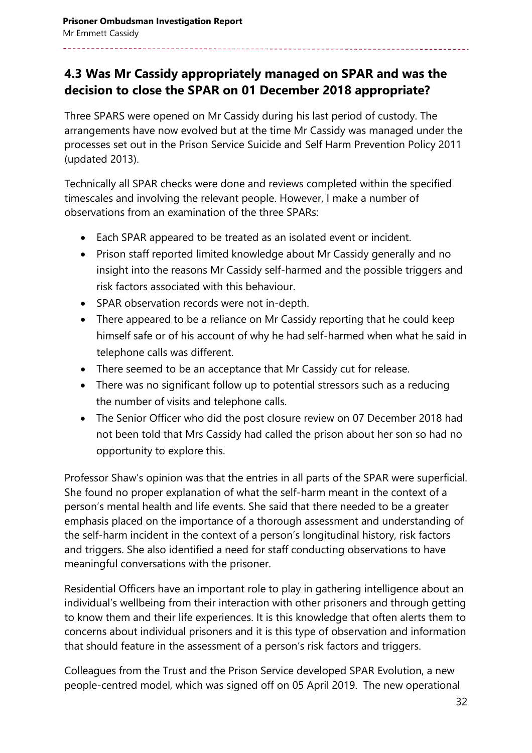## 4.3 Was Mr Cassidy appropriately managed on SPAR and was the decision to close the SPAR on 01 December 2018 appropriate?

Three SPARS were opened on Mr Cassidy during his last period of custody. The arrangements have now evolved but at the time Mr Cassidy was managed under the processes set out in the Prison Service Suicide and Self Harm Prevention Policy 2011 (updated 2013).

Technically all SPAR checks were done and reviews completed within the specified timescales and involving the relevant people. However, I make a number of observations from an examination of the three SPARs:

- Each SPAR appeared to be treated as an isolated event or incident.
- Prison staff reported limited knowledge about Mr Cassidy generally and no insight into the reasons Mr Cassidy self-harmed and the possible triggers and risk factors associated with this behaviour.
- SPAR observation records were not in-depth.
- There appeared to be a reliance on Mr Cassidy reporting that he could keep himself safe or of his account of why he had self-harmed when what he said in telephone calls was different.
- There seemed to be an acceptance that Mr Cassidy cut for release.
- There was no significant follow up to potential stressors such as a reducing the number of visits and telephone calls.
- The Senior Officer who did the post closure review on 07 December 2018 had not been told that Mrs Cassidy had called the prison about her son so had no opportunity to explore this.

Professor Shaw's opinion was that the entries in all parts of the SPAR were superficial. She found no proper explanation of what the self-harm meant in the context of a person's mental health and life events. She said that there needed to be a greater emphasis placed on the importance of a thorough assessment and understanding of the self-harm incident in the context of a person's longitudinal history, risk factors and triggers. She also identified a need for staff conducting observations to have meaningful conversations with the prisoner.

Residential Officers have an important role to play in gathering intelligence about an individual's wellbeing from their interaction with other prisoners and through getting to know them and their life experiences. It is this knowledge that often alerts them to concerns about individual prisoners and it is this type of observation and information that should feature in the assessment of a person's risk factors and triggers.

Colleagues from the Trust and the Prison Service developed SPAR Evolution, a new people-centred model, which was signed off on 05 April 2019. The new operational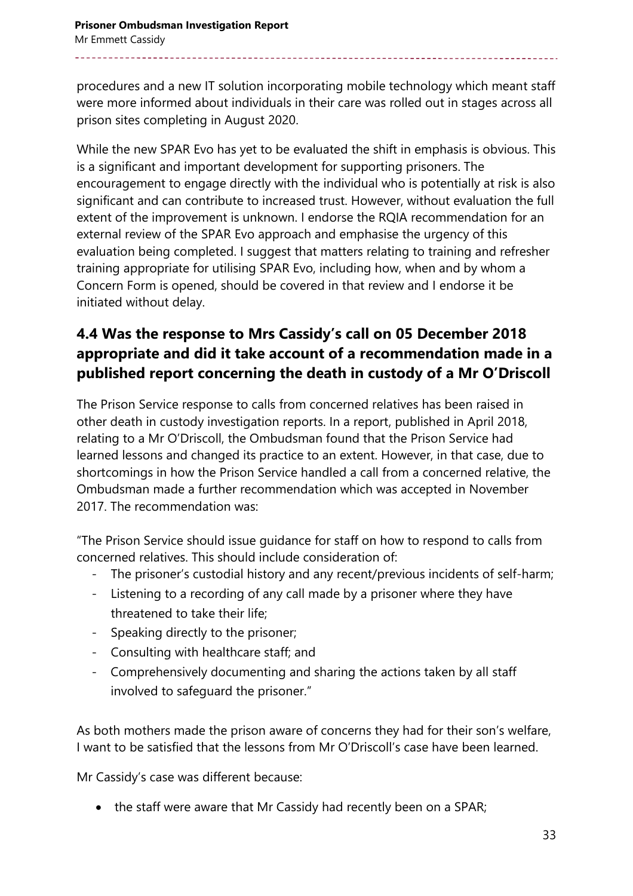procedures and a new IT solution incorporating mobile technology which meant staff were more informed about individuals in their care was rolled out in stages across all prison sites completing in August 2020.

While the new SPAR Evo has yet to be evaluated the shift in emphasis is obvious. This is a significant and important development for supporting prisoners. The encouragement to engage directly with the individual who is potentially at risk is also significant and can contribute to increased trust. However, without evaluation the full extent of the improvement is unknown. I endorse the RQIA recommendation for an external review of the SPAR Evo approach and emphasise the urgency of this evaluation being completed. I suggest that matters relating to training and refresher training appropriate for utilising SPAR Evo, including how, when and by whom a Concern Form is opened, should be covered in that review and I endorse it be initiated without delay.

## 4.4 Was the response to Mrs Cassidy's call on 05 December 2018 appropriate and did it take account of a recommendation made in a published report concerning the death in custody of a Mr O'Driscoll

The Prison Service response to calls from concerned relatives has been raised in other death in custody investigation reports. In a report, published in April 2018, relating to a Mr O'Driscoll, the Ombudsman found that the Prison Service had learned lessons and changed its practice to an extent. However, in that case, due to shortcomings in how the Prison Service handled a call from a concerned relative, the Ombudsman made a further recommendation which was accepted in November 2017. The recommendation was:

"The Prison Service should issue guidance for staff on how to respond to calls from concerned relatives. This should include consideration of:

- The prisoner's custodial history and any recent/previous incidents of self-harm;
- Listening to a recording of any call made by a prisoner where they have threatened to take their life;
- Speaking directly to the prisoner;
- Consulting with healthcare staff; and
- Comprehensively documenting and sharing the actions taken by all staff involved to safeguard the prisoner."

As both mothers made the prison aware of concerns they had for their son's welfare, I want to be satisfied that the lessons from Mr O'Driscoll's case have been learned.

Mr Cassidy's case was different because:

- the staff were aware that Mr Cassidy had recently been on a SPAR;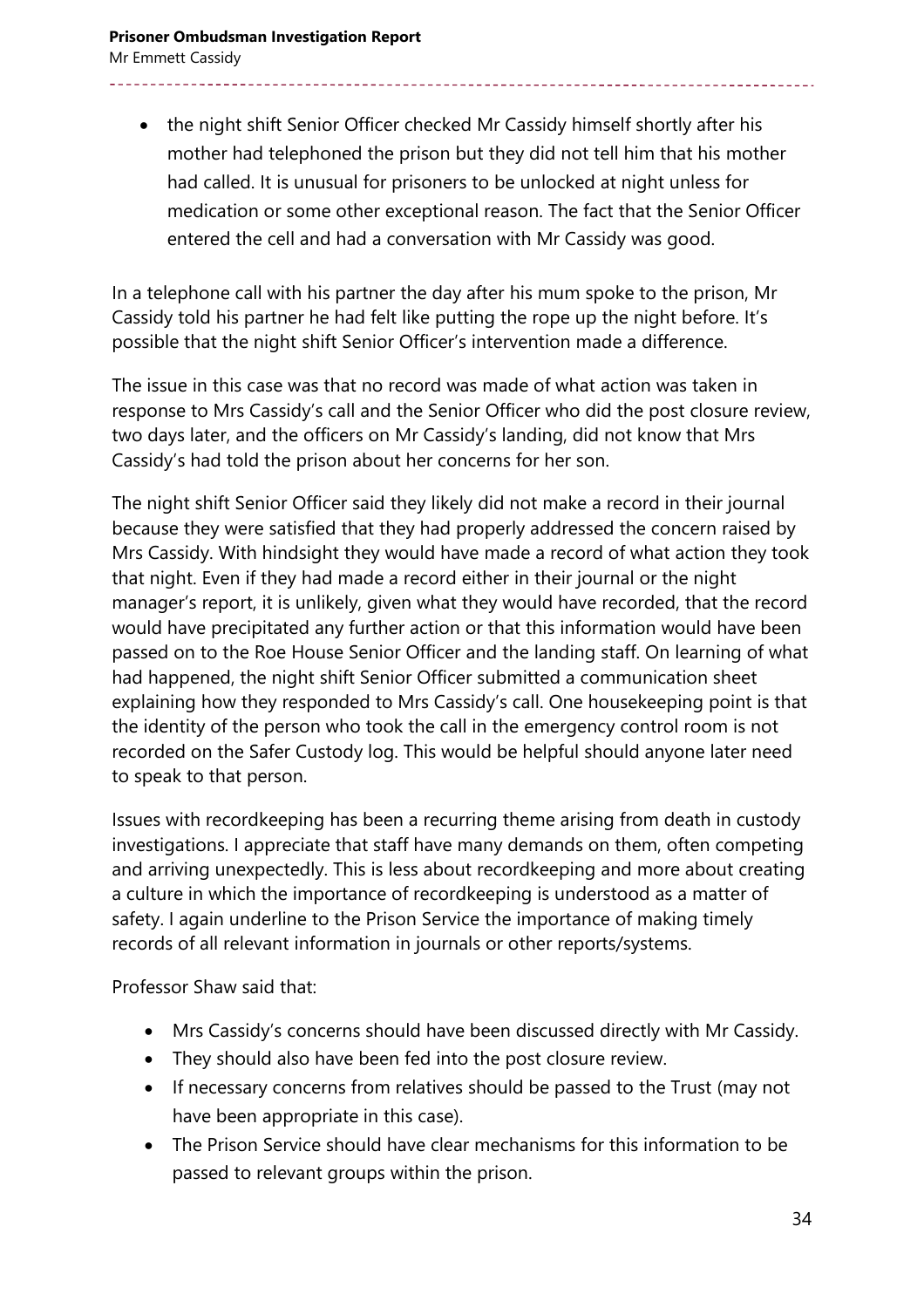- the night shift Senior Officer checked Mr Cassidy himself shortly after his mother had telephoned the prison but they did not tell him that his mother had called. It is unusual for prisoners to be unlocked at night unless for medication or some other exceptional reason. The fact that the Senior Officer entered the cell and had a conversation with Mr Cassidy was good.

In a telephone call with his partner the day after his mum spoke to the prison, Mr Cassidy told his partner he had felt like putting the rope up the night before. It's possible that the night shift Senior Officer's intervention made a difference.

The issue in this case was that no record was made of what action was taken in response to Mrs Cassidy's call and the Senior Officer who did the post closure review, two days later, and the officers on Mr Cassidy's landing, did not know that Mrs Cassidy's had told the prison about her concerns for her son.

The night shift Senior Officer said they likely did not make a record in their journal because they were satisfied that they had properly addressed the concern raised by Mrs Cassidy. With hindsight they would have made a record of what action they took that night. Even if they had made a record either in their journal or the night manager's report, it is unlikely, given what they would have recorded, that the record would have precipitated any further action or that this information would have been passed on to the Roe House Senior Officer and the landing staff. On learning of what had happened, the night shift Senior Officer submitted a communication sheet explaining how they responded to Mrs Cassidy's call. One housekeeping point is that the identity of the person who took the call in the emergency control room is not recorded on the Safer Custody log. This would be helpful should anyone later need to speak to that person.

Issues with recordkeeping has been a recurring theme arising from death in custody investigations. I appreciate that staff have many demands on them, often competing and arriving unexpectedly. This is less about recordkeeping and more about creating a culture in which the importance of recordkeeping is understood as a matter of safety. I again underline to the Prison Service the importance of making timely records of all relevant information in journals or other reports/systems.

Professor Shaw said that:

- Mrs Cassidy's concerns should have been discussed directly with Mr Cassidy.
- They should also have been fed into the post closure review.
- If necessary concerns from relatives should be passed to the Trust (may not have been appropriate in this case).
- The Prison Service should have clear mechanisms for this information to be passed to relevant groups within the prison.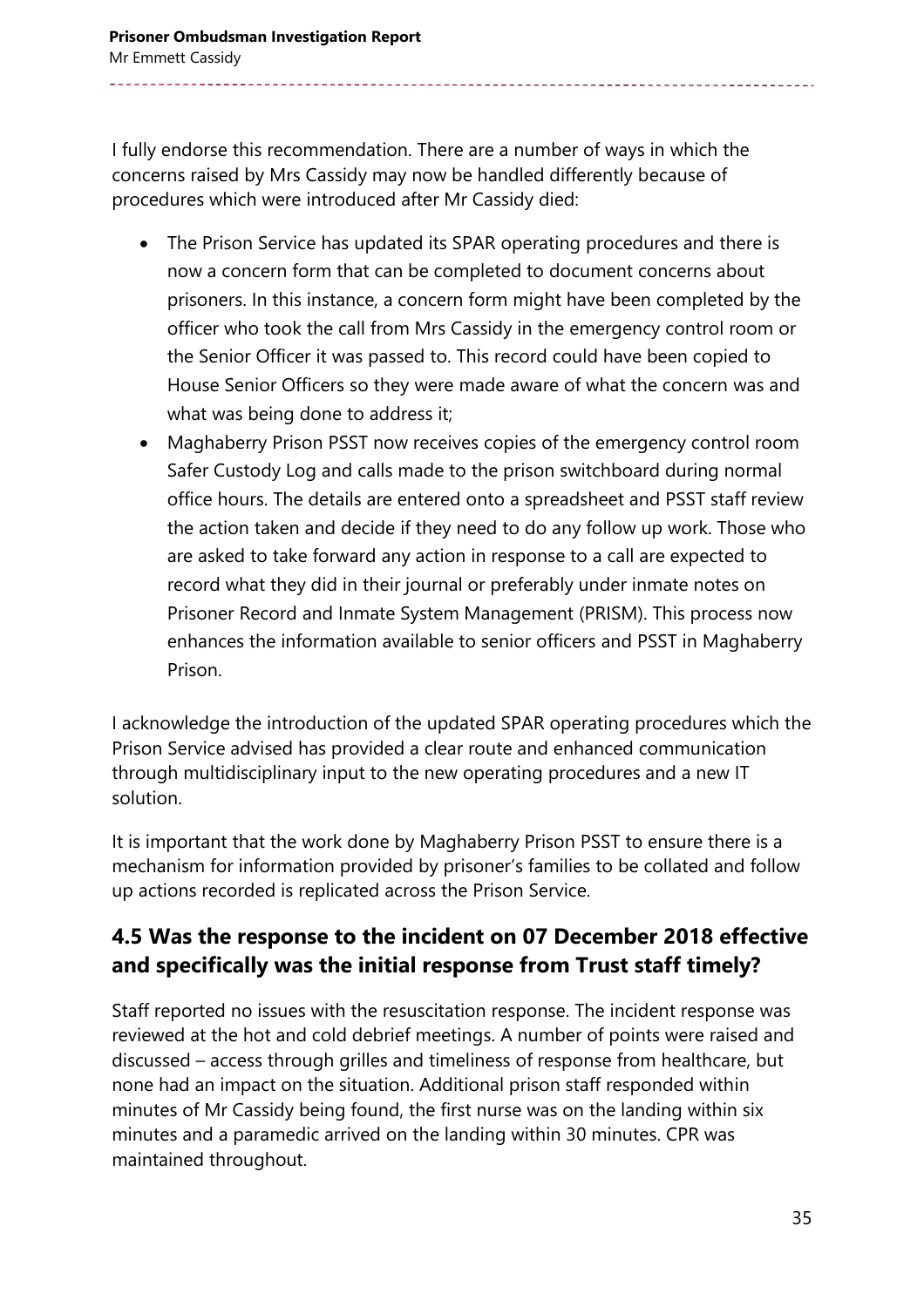I fully endorse this recommendation. There are a number of ways in which the concerns raised by Mrs Cassidy may now be handled differently because of procedures which were introduced after Mr Cassidy died:

- The Prison Service has updated its SPAR operating procedures and there is now a concern form that can be completed to document concerns about prisoners. In this instance, a concern form might have been completed by the officer who took the call from Mrs Cassidy in the emergency control room or the Senior Officer it was passed to. This record could have been copied to House Senior Officers so they were made aware of what the concern was and what was being done to address it;
- Maghaberry Prison PSST now receives copies of the emergency control room Safer Custody Log and calls made to the prison switchboard during normal office hours. The details are entered onto a spreadsheet and PSST staff review the action taken and decide if they need to do any follow up work. Those who are asked to take forward any action in response to a call are expected to record what they did in their journal or preferably under inmate notes on Prisoner Record and Inmate System Management (PRISM). This process now enhances the information available to senior officers and PSST in Maghaberry Prison.

I acknowledge the introduction of the updated SPAR operating procedures which the Prison Service advised has provided a clear route and enhanced communication through multidisciplinary input to the new operating procedures and a new IT solution.

It is important that the work done by Maghaberry Prison PSST to ensure there is a mechanism for information provided by prisoner's families to be collated and follow up actions recorded is replicated across the Prison Service.

## 4.5 Was the response to the incident on 07 December 2018 effective and specifically was the initial response from Trust staff timely?

Staff reported no issues with the resuscitation response. The incident response was reviewed at the hot and cold debrief meetings. A number of points were raised and discussed – access through grilles and timeliness of response from healthcare, but none had an impact on the situation. Additional prison staff responded within minutes of Mr Cassidy being found, the first nurse was on the landing within six minutes and a paramedic arrived on the landing within 30 minutes. CPR was maintained throughout.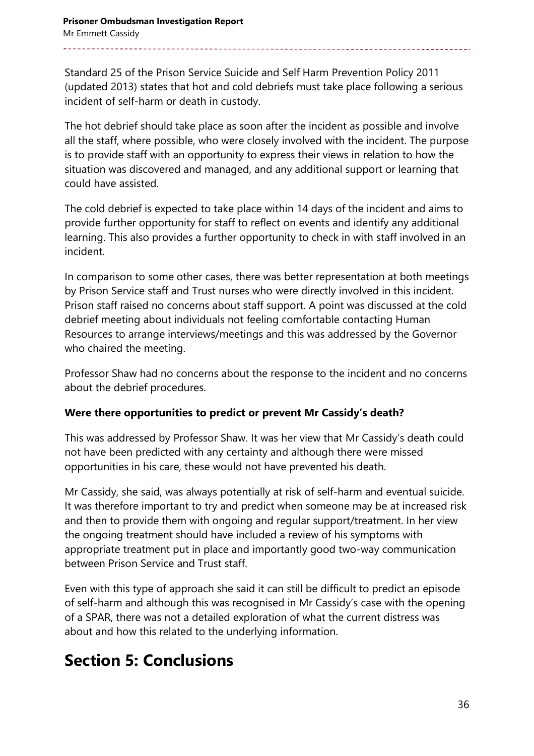Standard 25 of the Prison Service Suicide and Self Harm Prevention Policy 2011 (updated 2013) states that hot and cold debriefs must take place following a serious incident of self-harm or death in custody.

The hot debrief should take place as soon after the incident as possible and involve all the staff, where possible, who were closely involved with the incident. The purpose is to provide staff with an opportunity to express their views in relation to how the situation was discovered and managed, and any additional support or learning that could have assisted.

The cold debrief is expected to take place within 14 days of the incident and aims to provide further opportunity for staff to reflect on events and identify any additional learning. This also provides a further opportunity to check in with staff involved in an incident.

In comparison to some other cases, there was better representation at both meetings by Prison Service staff and Trust nurses who were directly involved in this incident. Prison staff raised no concerns about staff support. A point was discussed at the cold debrief meeting about individuals not feeling comfortable contacting Human Resources to arrange interviews/meetings and this was addressed by the Governor who chaired the meeting.

Professor Shaw had no concerns about the response to the incident and no concerns about the debrief procedures.

**Were there opportunities to predict or prevent Mr Cassidy's death?**

This was addressed by Professor Shaw. It was her view that Mr Cassidy's death could not have been predicted with any certainty and although there were missed opportunities in his care, these would not have prevented his death.

Mr Cassidy, she said, was always potentially at risk of self-harm and eventual suicide. It was therefore important to try and predict when someone may be at increased risk and then to provide them with ongoing and regular support/treatment. In her view the ongoing treatment should have included a review of his symptoms with appropriate treatment put in place and importantly good two-way communication between Prison Service and Trust staff.

Even with this type of approach she said it can still be difficult to predict an episode of self-harm and although this was recognised in Mr Cassidy's case with the opening of a SPAR, there was not a detailed exploration of what the current distress was about and how this related to the underlying information.

# Section 5: Conclusions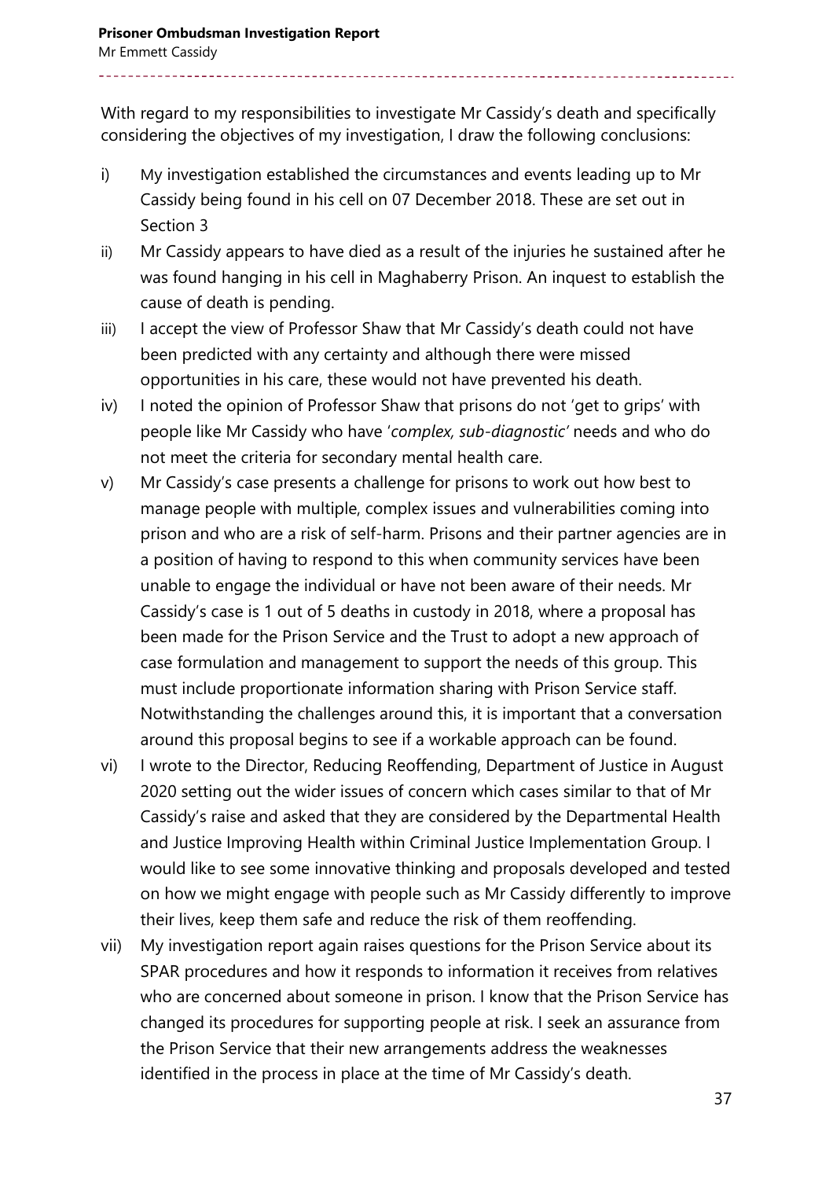With regard to my responsibilities to investigate Mr Cassidy's death and specifically considering the objectives of my investigation, I draw the following conclusions:

i) My investigation established the circumstances and events leading up to Mr Cassidy being found in his cell on 07 December 2018. These are set out in Section 3

ii) Mr Cassidy appears to have died as a result of the injuries he sustained after he was found hanging in his cell in Maghaberry Prison. An inquest to establish the cause of death is pending.

iii) I accept the view of Professor Shaw that Mr Cassidy's death could not have been predicted with any certainty and although there were missed opportunities in his care, these would not have prevented his death.

iv) I noted the opinion of Professor Shaw that prisons do not 'get to grips' with people like Mr Cassidy who have '*complex, sub-diagnostic*' needs and who do not meet the criteria for secondary mental health care.

v) Mr Cassidy's case presents a challenge for prisons to work out how best to manage people with multiple, complex issues and vulnerabilities coming into prison and who are a risk of self-harm. Prisons and their partner agencies are in a position of having to respond to this when community services have been unable to engage the individual or have not been aware of their needs. Mr Cassidy's case is 1 out of 5 deaths in custody in 2018, where a proposal has been made for the Prison Service and the Trust to adopt a new approach of case formulation and management to support the needs of this group. This must include proportionate information sharing with Prison Service staff. Notwithstanding the challenges around this, it is important that a conversation around this proposal begins to see if a workable approach can be found.

vi) I wrote to the Director, Reducing Reoffending, Department of Justice in August 2020 setting out the wider issues of concern which cases similar to that of Mr Cassidy's raise and asked that they are considered by the Departmental Health and Justice Improving Health within Criminal Justice Implementation Group. I would like to see some innovative thinking and proposals developed and tested on how we might engage with people such as Mr Cassidy differently to improve their lives, keep them safe and reduce the risk of them reoffending.

vii) My investigation report again raises questions for the Prison Service about its SPAR procedures and how it responds to information it receives from relatives who are concerned about someone in prison. I know that the Prison Service has changed its procedures for supporting people at risk. I seek an assurance from the Prison Service that their new arrangements address the weaknesses identified in the process in place at the time of Mr Cassidy's death.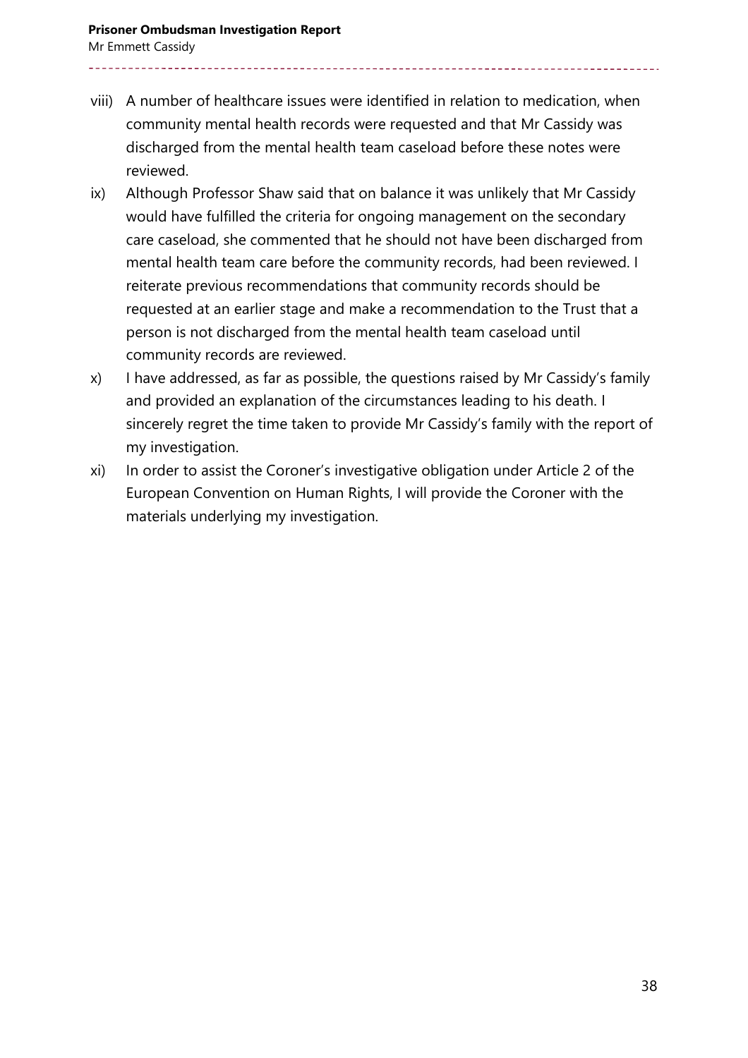viii) A number of healthcare issues were identified in relation to medication, when community mental health records were requested and that Mr Cassidy was discharged from the mental health team caseload before these notes were reviewed.

ix) Although Professor Shaw said that on balance it was unlikely that Mr Cassidy would have fulfilled the criteria for ongoing management on the secondary care caseload, she commented that he should not have been discharged from mental health team care before the community records, had been reviewed. I reiterate previous recommendations that community records should be requested at an earlier stage and make a recommendation to the Trust that a person is not discharged from the mental health team caseload until community records are reviewed.

x) I have addressed, as far as possible, the questions raised by Mr Cassidy's family and provided an explanation of the circumstances leading to his death. I sincerely regret the time taken to provide Mr Cassidy's family with the report of my investigation.

xi) In order to assist the Coroner's investigative obligation under Article 2 of the European Convention on Human Rights, I will provide the Coroner with the materials underlying my investigation.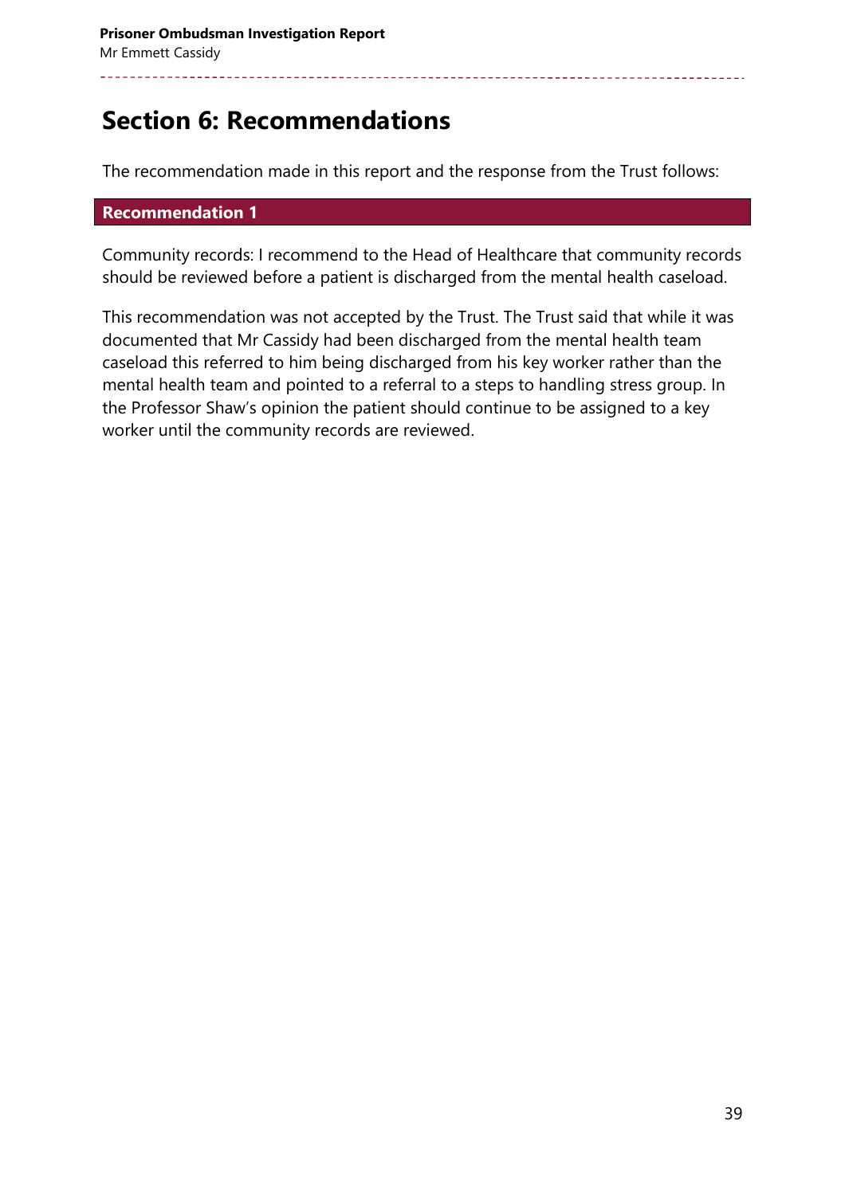# Section 6: Recommendations

The recommendation made in this report and the response from the Trust follows:

**Recommendation 1**

Community records: I recommend to the Head of Healthcare that community records should be reviewed before a patient is discharged from the mental health caseload.

This recommendation was not accepted by the Trust. The Trust said that while it was documented that Mr Cassidy had been discharged from the mental health team caseload this referred to him being discharged from his key worker rather than the mental health team and pointed to a referral to a steps to handling stress group. In the Professor Shaw's opinion the patient should continue to be assigned to a key worker until the community records are reviewed.